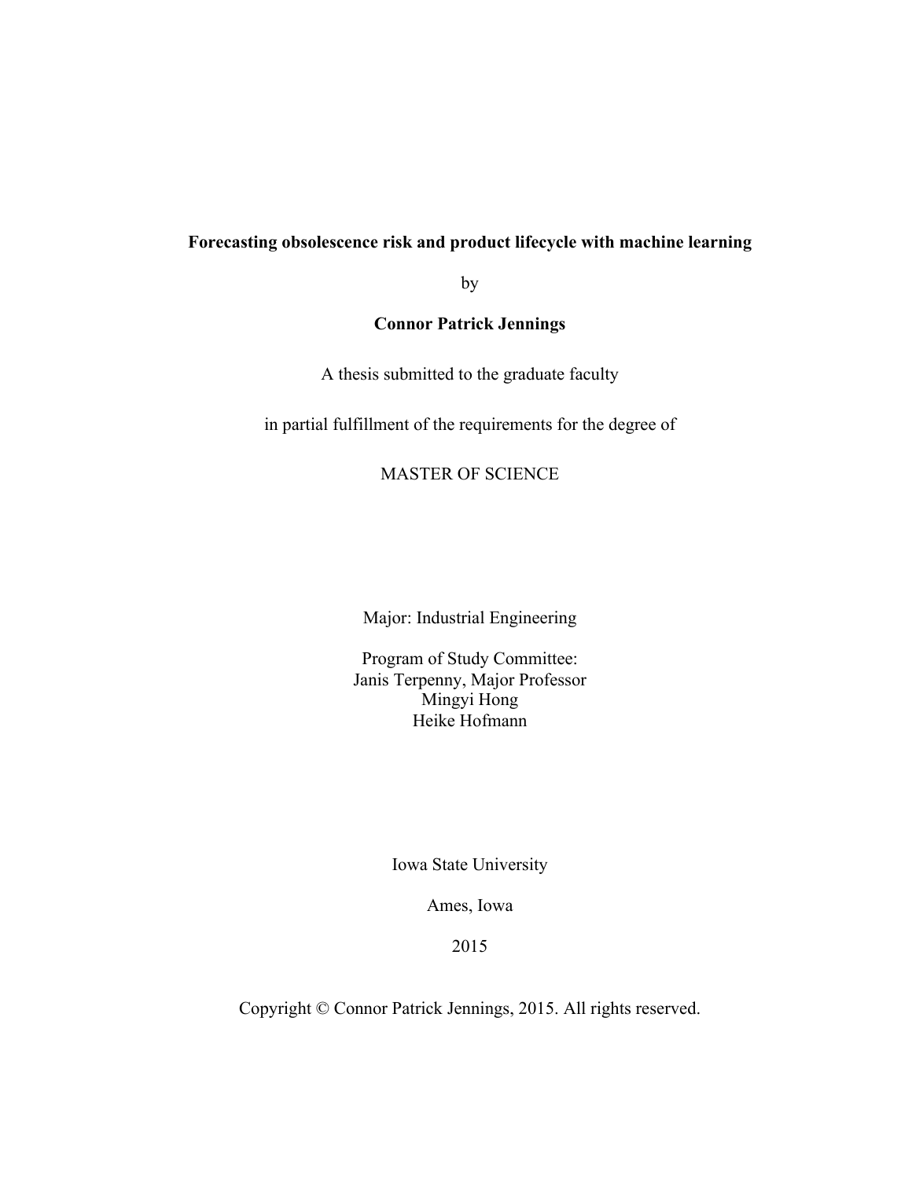**Forecasting obsolescence risk and product lifecycle with machine learning**

by

**Connor Patrick Jennings**

A thesis submitted to the graduate faculty

in partial fulfillment of the requirements for the degree of

MASTER OF SCIENCE

Major: Industrial Engineering

Program of Study Committee:
Janis Terpenny, Major Professor
Mingyi Hong
Heike Hofmann

Iowa State University

Ames, Iowa

2015

Copyright © Connor Patrick Jennings, 2015. All rights reserved.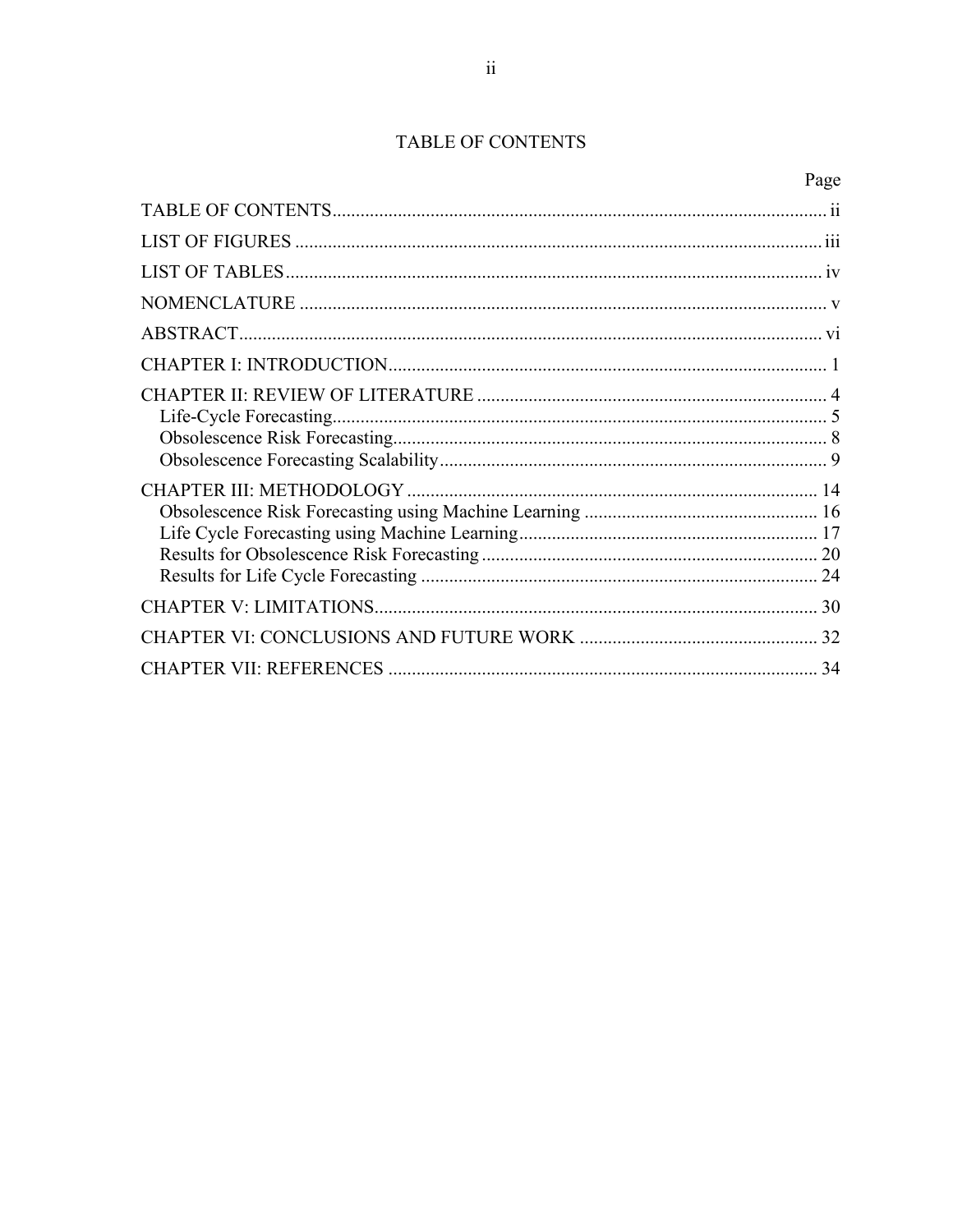# TABLE OF CONTENTS

| | Page |
|---|---|
| TABLE OF CONTENTS | ii |
| LIST OF FIGURES | iii |
| LIST OF TABLES | iv |
| NOMENCLATURE | v |
| ABSTRACT | vi |
| CHAPTER I: INTRODUCTION | 1 |
| CHAPTER II: REVIEW OF LITERATURE | 4 |
| Life-Cycle Forecasting | 5 |
| Obsolescence Risk Forecasting | 8 |
| Obsolescence Forecasting Scalability | 9 |
| CHAPTER III: METHODOLOGY | 14 |
| Obsolescence Risk Forecasting using Machine Learning | 16 |
| Life Cycle Forecasting using Machine Learning | 17 |
| Results for Obsolescence Risk Forecasting | 20 |
| Results for Life Cycle Forecasting | 24 |
| CHAPTER V: LIMITATIONS | 30 |
| CHAPTER VI: CONCLUSIONS AND FUTURE WORK | 32 |
| CHAPTER VII: REFERENCES | 34 |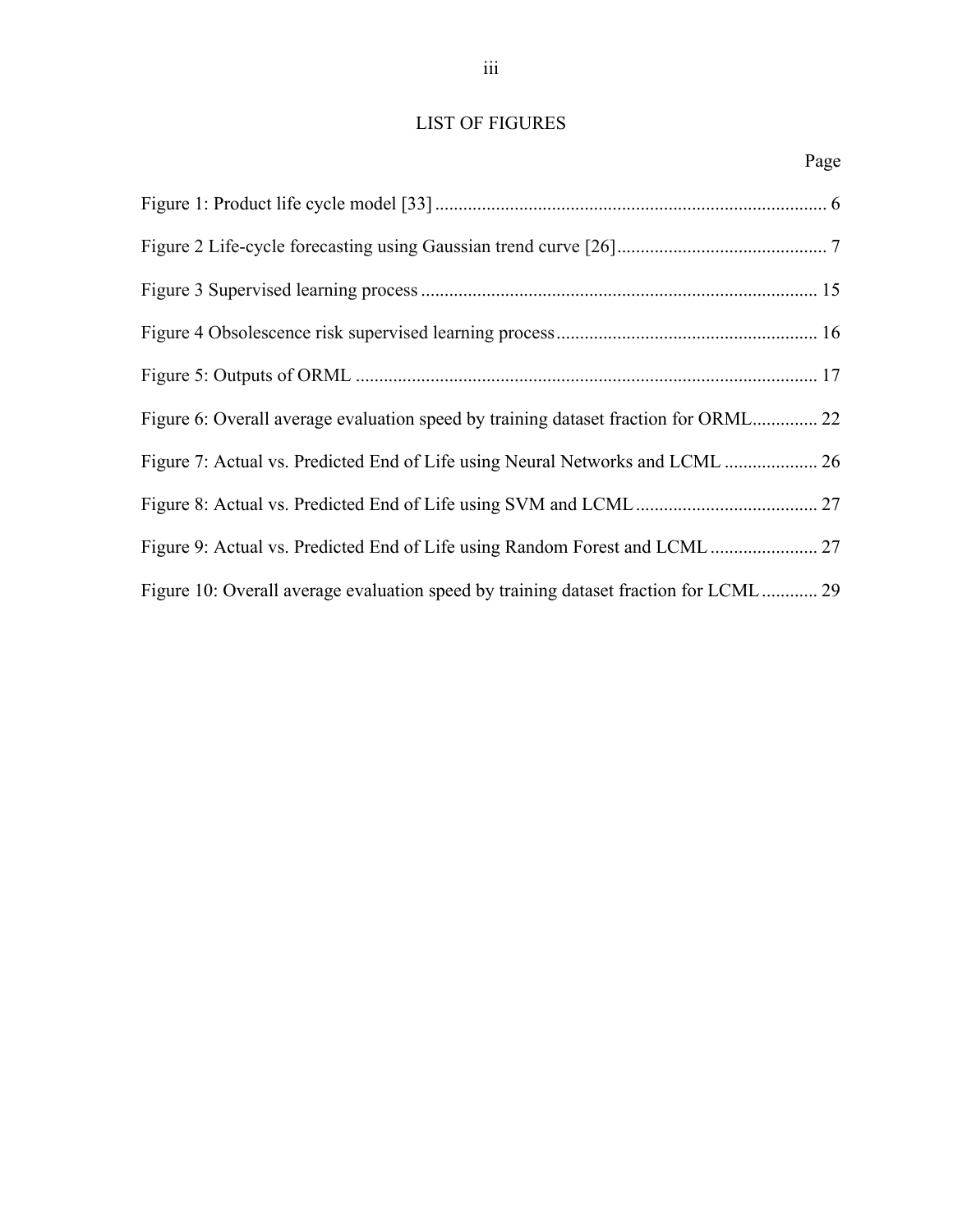# LIST OF FIGURES

Page

Figure 1: Product life cycle model [33] ................................................................................... 6

Figure 2 Life-cycle forecasting using Gaussian trend curve [26]............................................. 7

Figure 3 Supervised learning process .................................................................................... 15

Figure 4 Obsolescence risk supervised learning process........................................................ 16

Figure 5: Outputs of ORML .................................................................................................. 17

Figure 6: Overall average evaluation speed by training dataset fraction for ORML.............. 22

Figure 7: Actual vs. Predicted End of Life using Neural Networks and LCML .................... 26

Figure 8: Actual vs. Predicted End of Life using SVM and LCML....................................... 27

Figure 9: Actual vs. Predicted End of Life using Random Forest and LCML ....................... 27

Figure 10: Overall average evaluation speed by training dataset fraction for LCML............ 29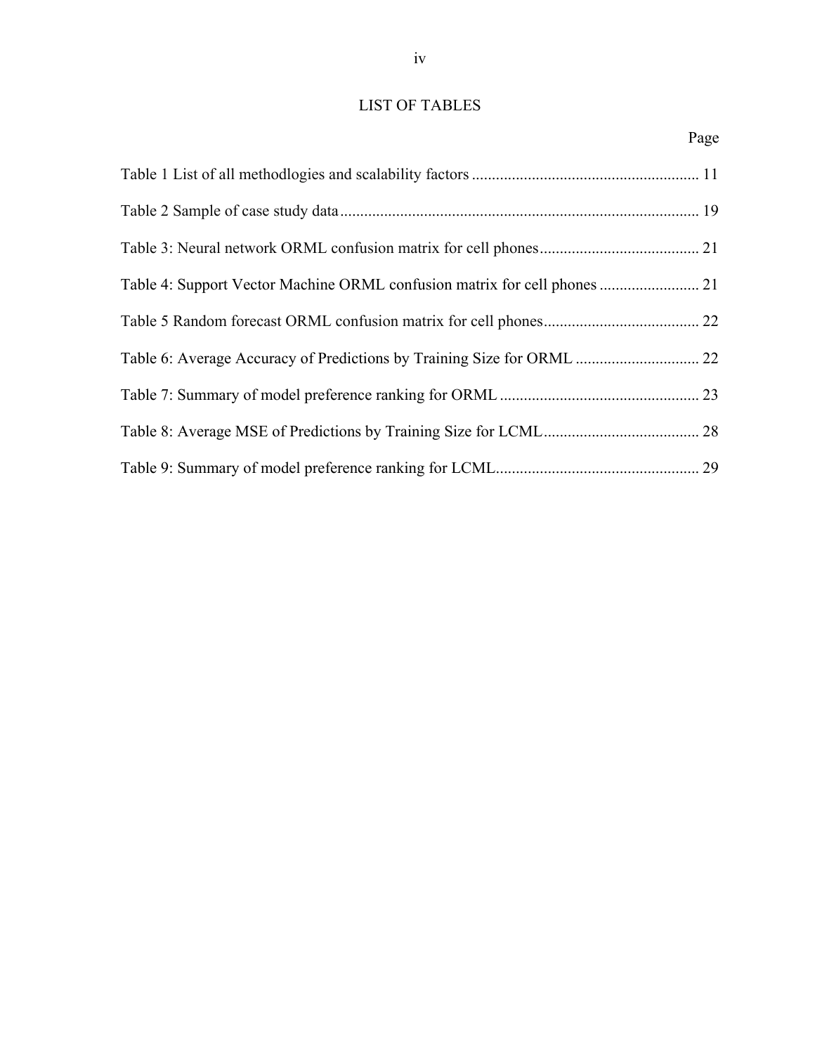# LIST OF TABLES

Page

Table 1 List of all methodlogies and scalability factors ........................................................ 11

Table 2 Sample of case study data ......................................................................................... 19

Table 3: Neural network ORML confusion matrix for cell phones ........................................ 21

Table 4: Support Vector Machine ORML confusion matrix for cell phones ......................... 21

Table 5 Random forecast ORML confusion matrix for cell phones ....................................... 22

Table 6: Average Accuracy of Predictions by Training Size for ORML ............................... 22

Table 7: Summary of model preference ranking for ORML .................................................. 23

Table 8: Average MSE of Predictions by Training Size for LCML ....................................... 28

Table 9: Summary of model preference ranking for LCML ................................................... 29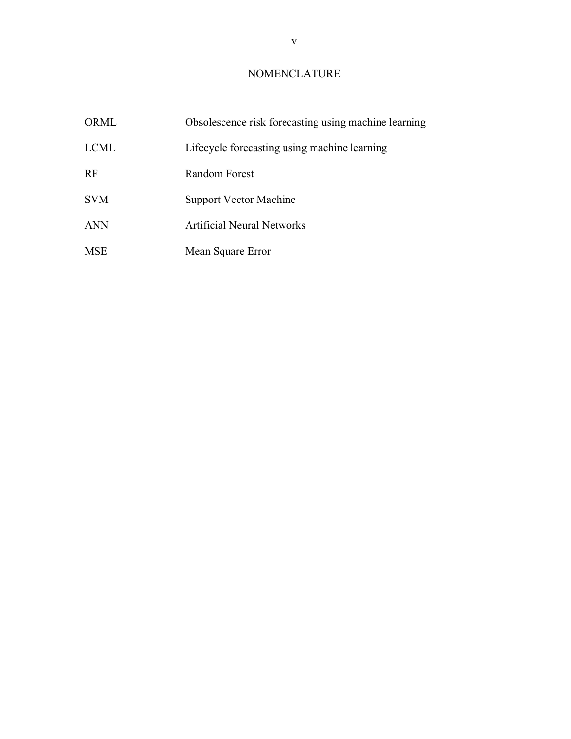# NOMENCLATURE

| | |
|---|---|
| ORML | Obsolescence risk forecasting using machine learning |
| LCML | Lifecycle forecasting using machine learning |
| RF | Random Forest |
| SVM | Support Vector Machine |
| ANN | Artificial Neural Networks |
| MSE | Mean Square Error |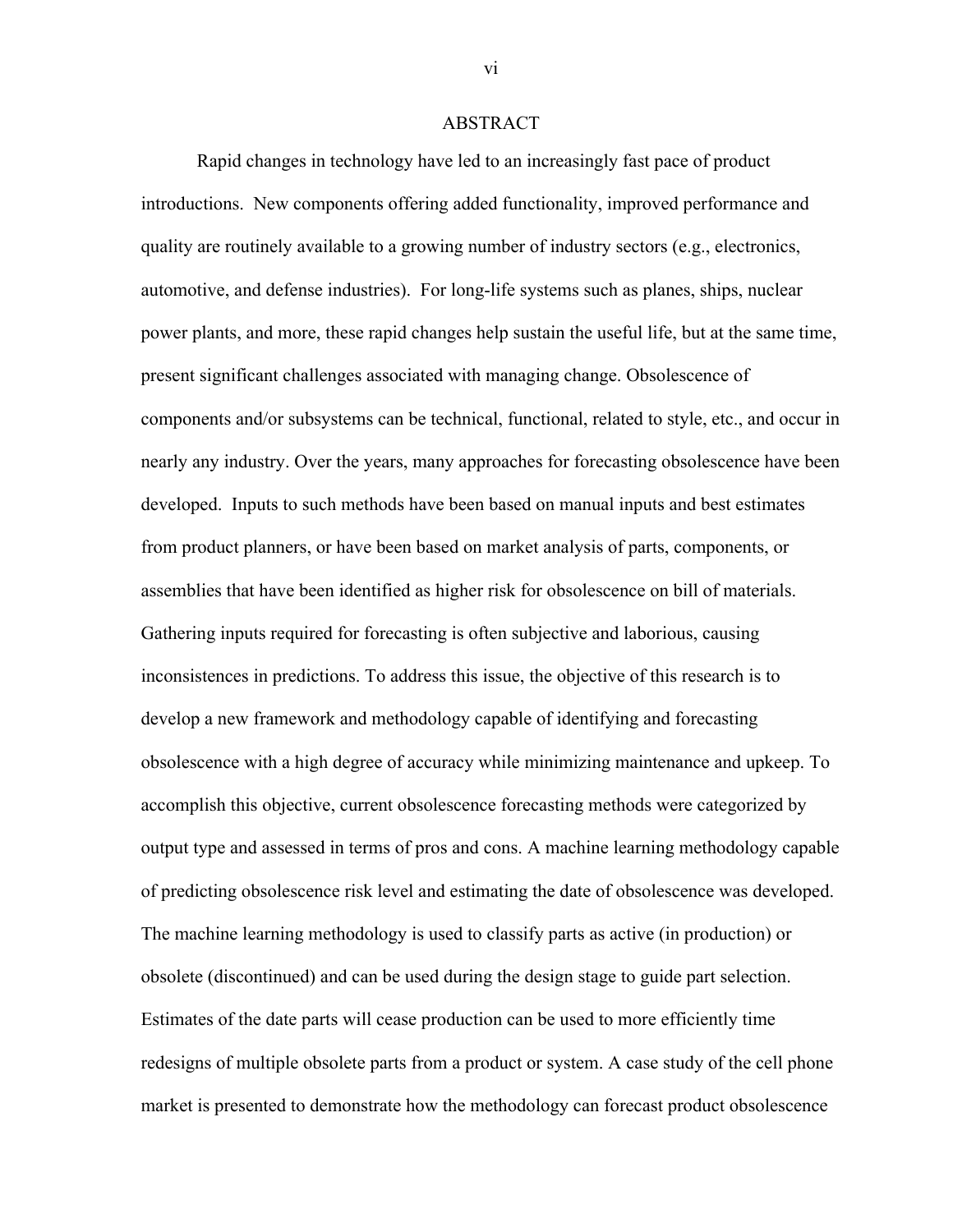# ABSTRACT

Rapid changes in technology have led to an increasingly fast pace of product introductions. New components offering added functionality, improved performance and quality are routinely available to a growing number of industry sectors (e.g., electronics, automotive, and defense industries). For long-life systems such as planes, ships, nuclear power plants, and more, these rapid changes help sustain the useful life, but at the same time, present significant challenges associated with managing change. Obsolescence of components and/or subsystems can be technical, functional, related to style, etc., and occur in nearly any industry. Over the years, many approaches for forecasting obsolescence have been developed. Inputs to such methods have been based on manual inputs and best estimates from product planners, or have been based on market analysis of parts, components, or assemblies that have been identified as higher risk for obsolescence on bill of materials. Gathering inputs required for forecasting is often subjective and laborious, causing inconsistences in predictions. To address this issue, the objective of this research is to develop a new framework and methodology capable of identifying and forecasting obsolescence with a high degree of accuracy while minimizing maintenance and upkeep. To accomplish this objective, current obsolescence forecasting methods were categorized by output type and assessed in terms of pros and cons. A machine learning methodology capable of predicting obsolescence risk level and estimating the date of obsolescence was developed. The machine learning methodology is used to classify parts as active (in production) or obsolete (discontinued) and can be used during the design stage to guide part selection. Estimates of the date parts will cease production can be used to more efficiently time redesigns of multiple obsolete parts from a product or system. A case study of the cell phone market is presented to demonstrate how the methodology can forecast product obsolescence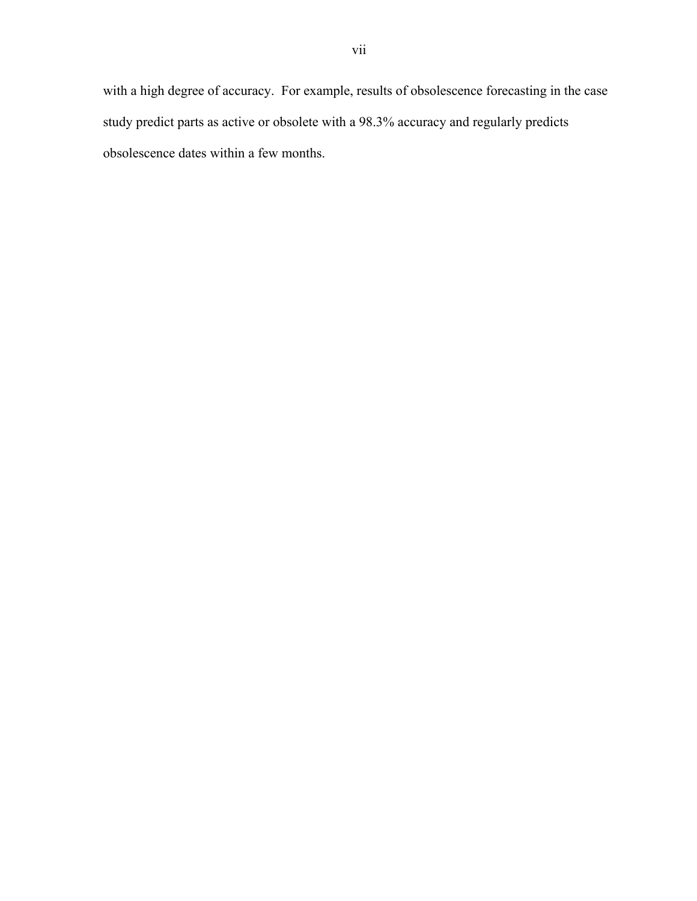with a high degree of accuracy. For example, results of obsolescence forecasting in the case study predict parts as active or obsolete with a 98.3% accuracy and regularly predicts obsolescence dates within a few months.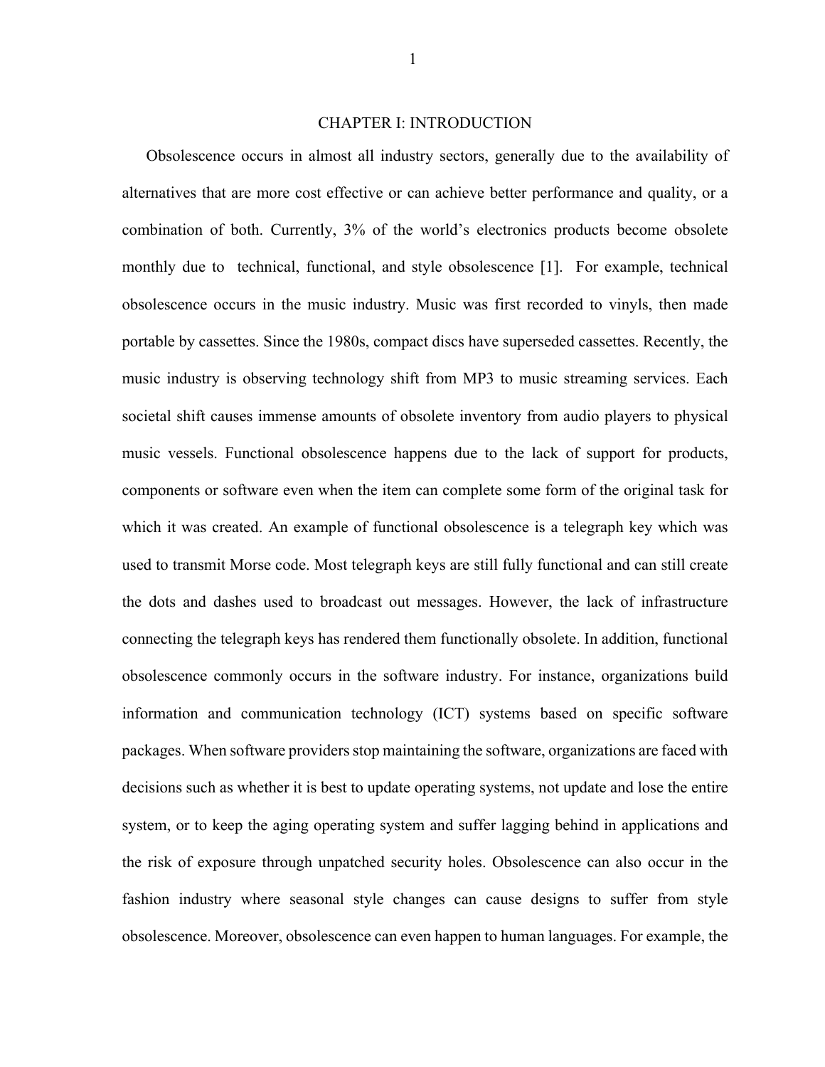# CHAPTER I: INTRODUCTION

Obsolescence occurs in almost all industry sectors, generally due to the availability of alternatives that are more cost effective or can achieve better performance and quality, or a combination of both. Currently, 3% of the world's electronics products become obsolete monthly due to technical, functional, and style obsolescence [1]. For example, technical obsolescence occurs in the music industry. Music was first recorded to vinyls, then made portable by cassettes. Since the 1980s, compact discs have superseded cassettes. Recently, the music industry is observing technology shift from MP3 to music streaming services. Each societal shift causes immense amounts of obsolete inventory from audio players to physical music vessels. Functional obsolescence happens due to the lack of support for products, components or software even when the item can complete some form of the original task for which it was created. An example of functional obsolescence is a telegraph key which was used to transmit Morse code. Most telegraph keys are still fully functional and can still create the dots and dashes used to broadcast out messages. However, the lack of infrastructure connecting the telegraph keys has rendered them functionally obsolete. In addition, functional obsolescence commonly occurs in the software industry. For instance, organizations build information and communication technology (ICT) systems based on specific software packages. When software providers stop maintaining the software, organizations are faced with decisions such as whether it is best to update operating systems, not update and lose the entire system, or to keep the aging operating system and suffer lagging behind in applications and the risk of exposure through unpatched security holes. Obsolescence can also occur in the fashion industry where seasonal style changes can cause designs to suffer from style obsolescence. Moreover, obsolescence can even happen to human languages. For example, the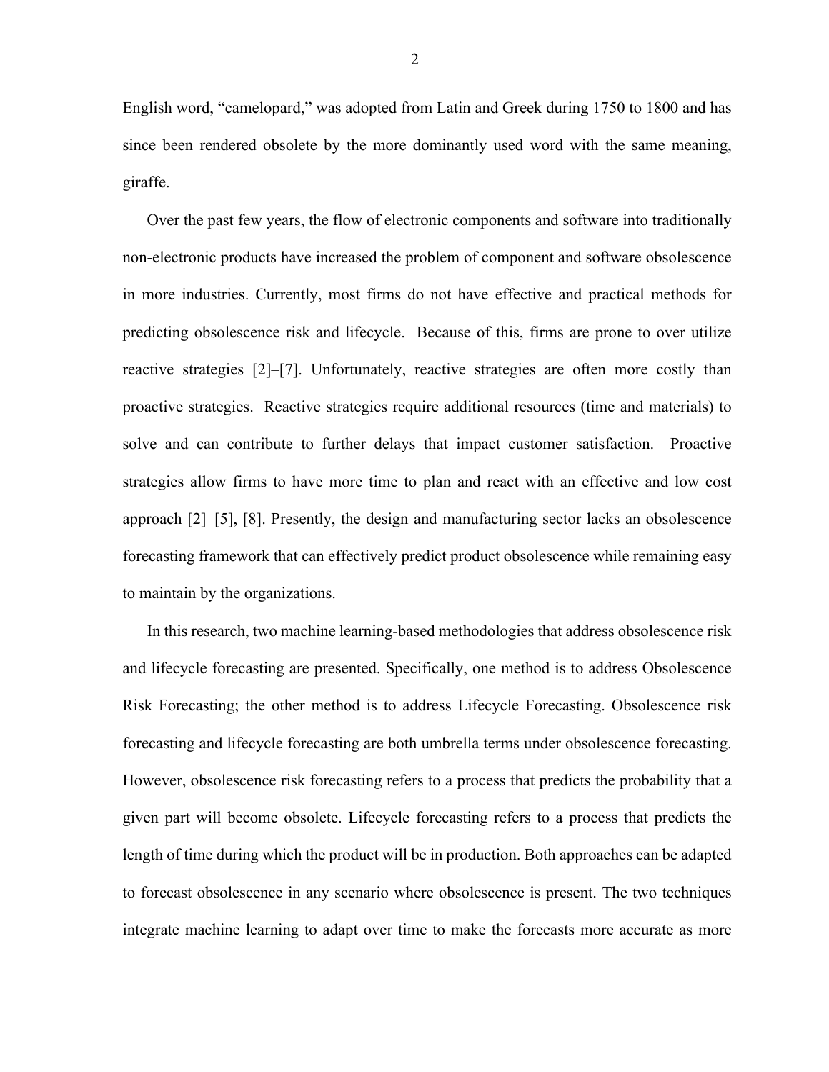English word, "camelopard," was adopted from Latin and Greek during 1750 to 1800 and has since been rendered obsolete by the more dominantly used word with the same meaning, giraffe.

Over the past few years, the flow of electronic components and software into traditionally non-electronic products have increased the problem of component and software obsolescence in more industries. Currently, most firms do not have effective and practical methods for predicting obsolescence risk and lifecycle. Because of this, firms are prone to over utilize reactive strategies [2]–[7]. Unfortunately, reactive strategies are often more costly than proactive strategies. Reactive strategies require additional resources (time and materials) to solve and can contribute to further delays that impact customer satisfaction. Proactive strategies allow firms to have more time to plan and react with an effective and low cost approach [2]–[5], [8]. Presently, the design and manufacturing sector lacks an obsolescence forecasting framework that can effectively predict product obsolescence while remaining easy to maintain by the organizations.

In this research, two machine learning-based methodologies that address obsolescence risk and lifecycle forecasting are presented. Specifically, one method is to address Obsolescence Risk Forecasting; the other method is to address Lifecycle Forecasting. Obsolescence risk forecasting and lifecycle forecasting are both umbrella terms under obsolescence forecasting. However, obsolescence risk forecasting refers to a process that predicts the probability that a given part will become obsolete. Lifecycle forecasting refers to a process that predicts the length of time during which the product will be in production. Both approaches can be adapted to forecast obsolescence in any scenario where obsolescence is present. The two techniques integrate machine learning to adapt over time to make the forecasts more accurate as more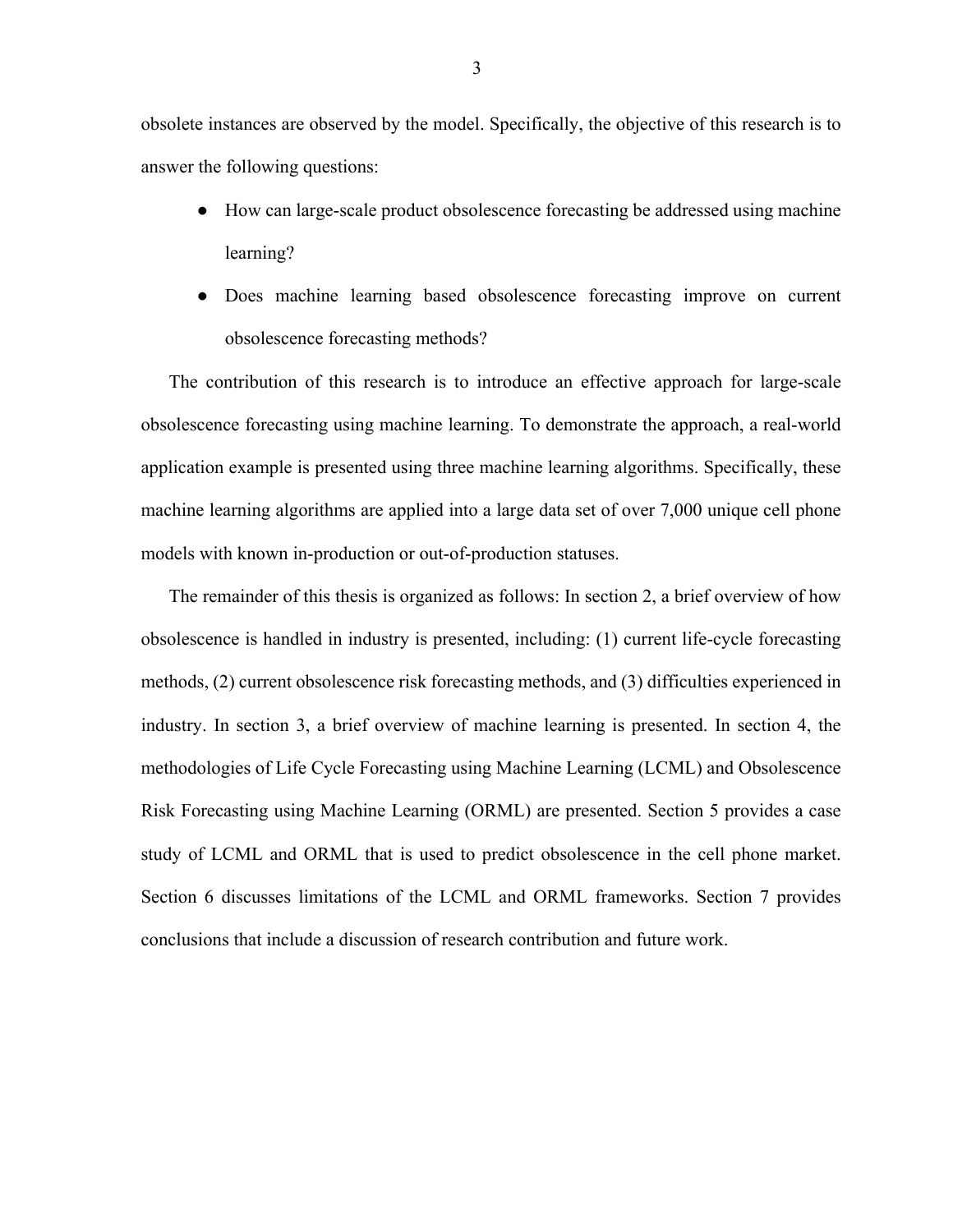obsolete instances are observed by the model. Specifically, the objective of this research is to answer the following questions:

- How can large-scale product obsolescence forecasting be addressed using machine learning?
- Does machine learning based obsolescence forecasting improve on current obsolescence forecasting methods?

The contribution of this research is to introduce an effective approach for large-scale obsolescence forecasting using machine learning. To demonstrate the approach, a real-world application example is presented using three machine learning algorithms. Specifically, these machine learning algorithms are applied into a large data set of over 7,000 unique cell phone models with known in-production or out-of-production statuses.

The remainder of this thesis is organized as follows: In section 2, a brief overview of how obsolescence is handled in industry is presented, including: (1) current life-cycle forecasting methods, (2) current obsolescence risk forecasting methods, and (3) difficulties experienced in industry. In section 3, a brief overview of machine learning is presented. In section 4, the methodologies of Life Cycle Forecasting using Machine Learning (LCML) and Obsolescence Risk Forecasting using Machine Learning (ORML) are presented. Section 5 provides a case study of LCML and ORML that is used to predict obsolescence in the cell phone market. Section 6 discusses limitations of the LCML and ORML frameworks. Section 7 provides conclusions that include a discussion of research contribution and future work.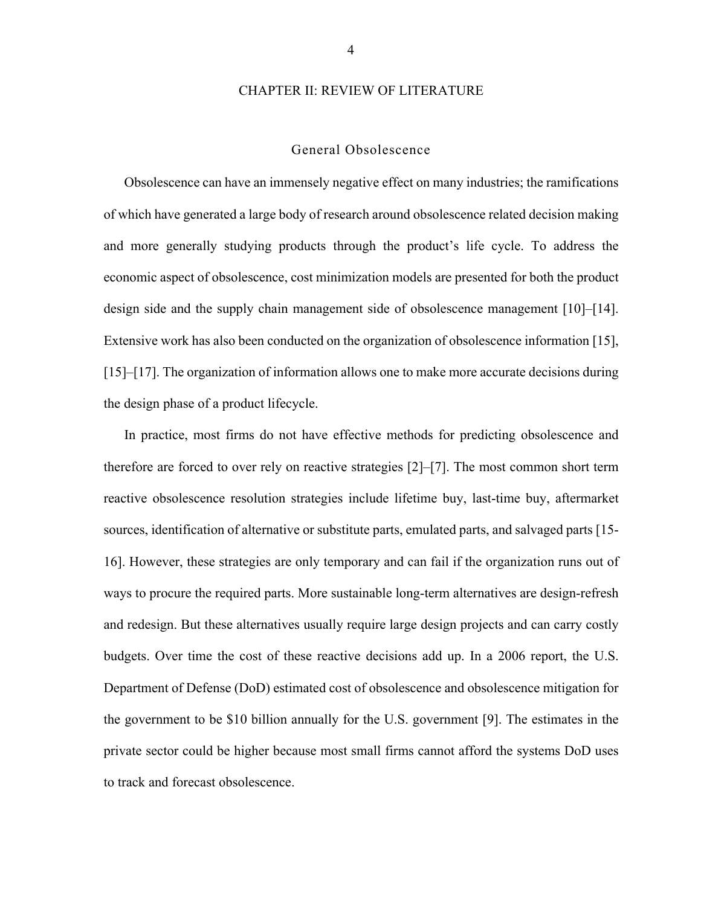# CHAPTER II: REVIEW OF LITERATURE

## General Obsolescence

Obsolescence can have an immensely negative effect on many industries; the ramifications of which have generated a large body of research around obsolescence related decision making and more generally studying products through the product's life cycle. To address the economic aspect of obsolescence, cost minimization models are presented for both the product design side and the supply chain management side of obsolescence management [10]–[14]. Extensive work has also been conducted on the organization of obsolescence information [15], [15]–[17]. The organization of information allows one to make more accurate decisions during the design phase of a product lifecycle.

In practice, most firms do not have effective methods for predicting obsolescence and therefore are forced to over rely on reactive strategies [2]–[7]. The most common short term reactive obsolescence resolution strategies include lifetime buy, last-time buy, aftermarket sources, identification of alternative or substitute parts, emulated parts, and salvaged parts [15-16]. However, these strategies are only temporary and can fail if the organization runs out of ways to procure the required parts. More sustainable long-term alternatives are design-refresh and redesign. But these alternatives usually require large design projects and can carry costly budgets. Over time the cost of these reactive decisions add up. In a 2006 report, the U.S. Department of Defense (DoD) estimated cost of obsolescence and obsolescence mitigation for the government to be $10 billion annually for the U.S. government [9]. The estimates in the private sector could be higher because most small firms cannot afford the systems DoD uses to track and forecast obsolescence.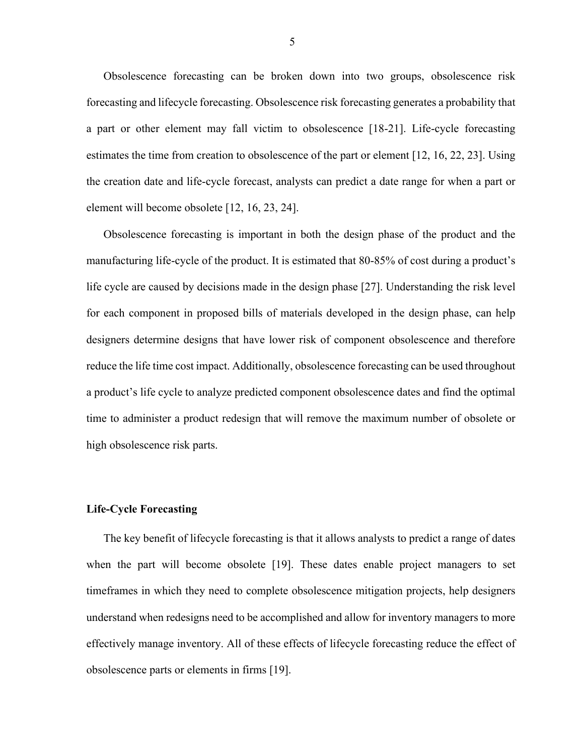Obsolescence forecasting can be broken down into two groups, obsolescence risk forecasting and lifecycle forecasting. Obsolescence risk forecasting generates a probability that a part or other element may fall victim to obsolescence [18-21]. Life-cycle forecasting estimates the time from creation to obsolescence of the part or element [12, 16, 22, 23]. Using the creation date and life-cycle forecast, analysts can predict a date range for when a part or element will become obsolete [12, 16, 23, 24].

Obsolescence forecasting is important in both the design phase of the product and the manufacturing life-cycle of the product. It is estimated that 80-85% of cost during a product's life cycle are caused by decisions made in the design phase [27]. Understanding the risk level for each component in proposed bills of materials developed in the design phase, can help designers determine designs that have lower risk of component obsolescence and therefore reduce the life time cost impact. Additionally, obsolescence forecasting can be used throughout a product's life cycle to analyze predicted component obsolescence dates and find the optimal time to administer a product redesign that will remove the maximum number of obsolete or high obsolescence risk parts.

## Life-Cycle Forecasting

The key benefit of lifecycle forecasting is that it allows analysts to predict a range of dates when the part will become obsolete [19]. These dates enable project managers to set timeframes in which they need to complete obsolescence mitigation projects, help designers understand when redesigns need to be accomplished and allow for inventory managers to more effectively manage inventory. All of these effects of lifecycle forecasting reduce the effect of obsolescence parts or elements in firms [19].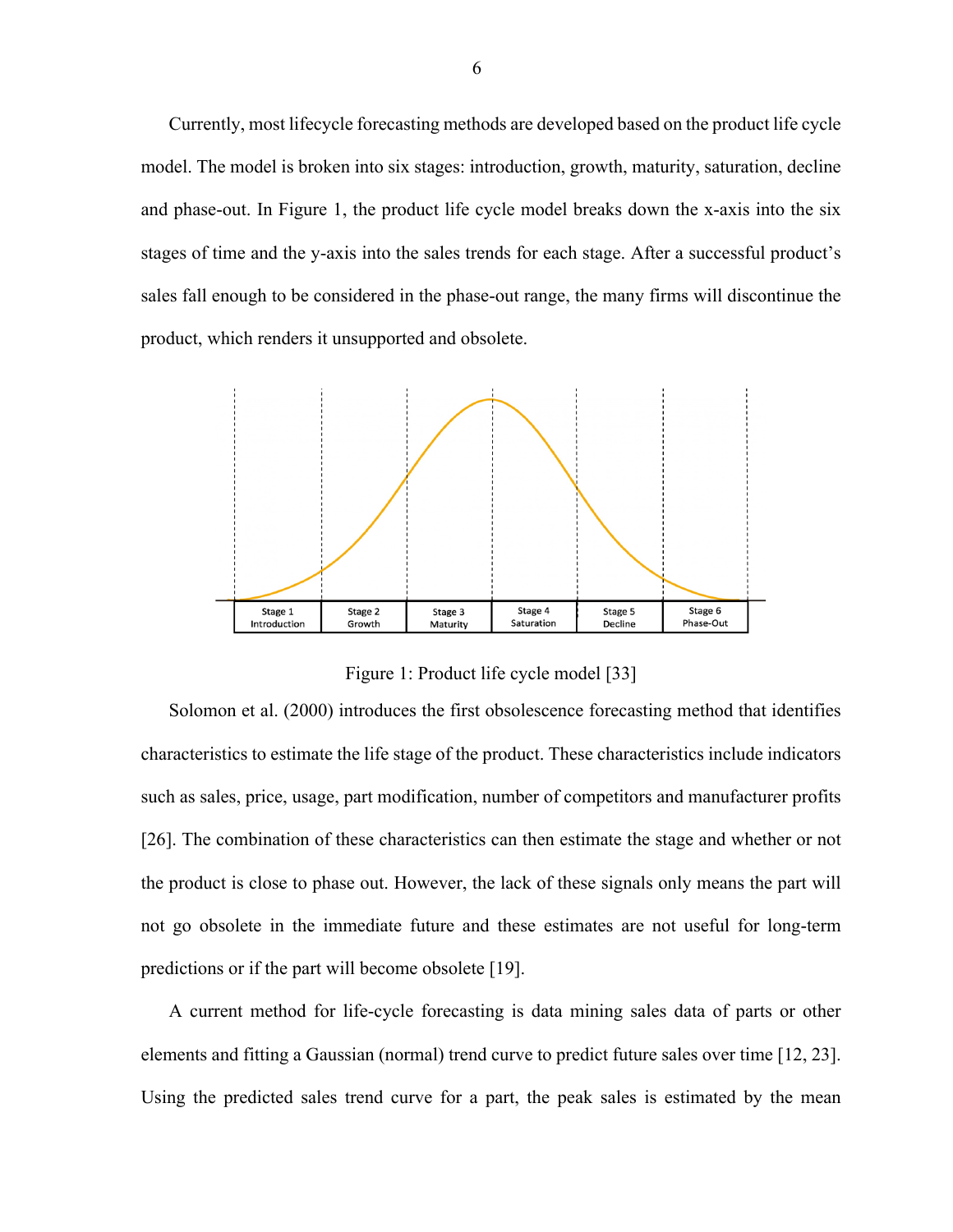Currently, most lifecycle forecasting methods are developed based on the product life cycle model. The model is broken into six stages: introduction, growth, maturity, saturation, decline and phase-out. In Figure 1, the product life cycle model breaks down the x-axis into the six stages of time and the y-axis into the sales trends for each stage. After a successful product's sales fall enough to be considered in the phase-out range, the many firms will discontinue the product, which renders it unsupported and obsolete.

Figure 1: Product life cycle model [33]

Solomon et al. (2000) introduces the first obsolescence forecasting method that identifies characteristics to estimate the life stage of the product. These characteristics include indicators such as sales, price, usage, part modification, number of competitors and manufacturer profits [26]. The combination of these characteristics can then estimate the stage and whether or not the product is close to phase out. However, the lack of these signals only means the part will not go obsolete in the immediate future and these estimates are not useful for long-term predictions or if the part will become obsolete [19].

A current method for life-cycle forecasting is data mining sales data of parts or other elements and fitting a Gaussian (normal) trend curve to predict future sales over time [12, 23]. Using the predicted sales trend curve for a part, the peak sales is estimated by the mean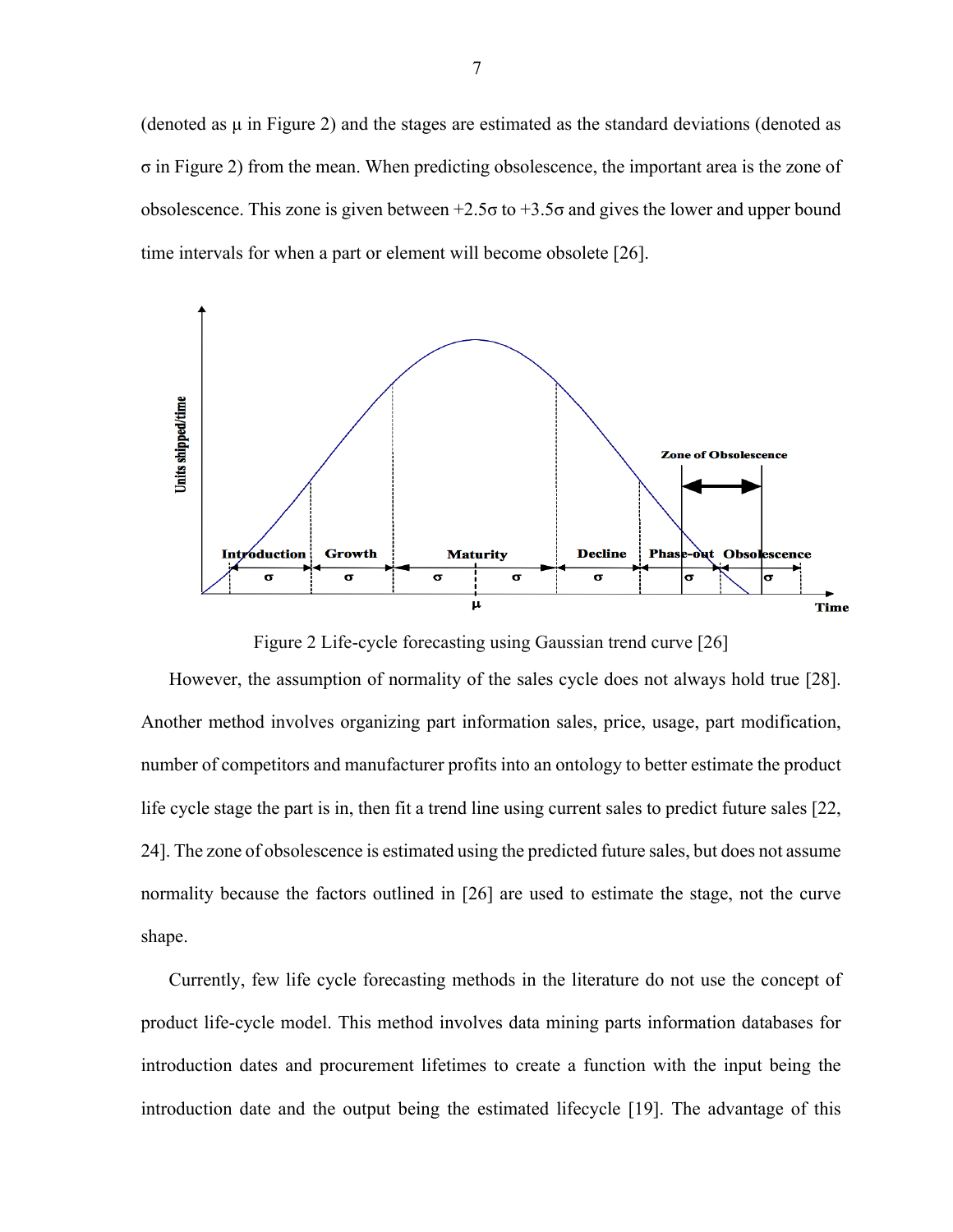(denoted as μ in Figure 2) and the stages are estimated as the standard deviations (denoted as σ in Figure 2) from the mean. When predicting obsolescence, the important area is the zone of obsolescence. This zone is given between +2.5σ to +3.5σ and gives the lower and upper bound time intervals for when a part or element will become obsolete [26].

Figure 2 Life-cycle forecasting using Gaussian trend curve [26]

However, the assumption of normality of the sales cycle does not always hold true [28]. Another method involves organizing part information sales, price, usage, part modification, number of competitors and manufacturer profits into an ontology to better estimate the product life cycle stage the part is in, then fit a trend line using current sales to predict future sales [22, 24]. The zone of obsolescence is estimated using the predicted future sales, but does not assume normality because the factors outlined in [26] are used to estimate the stage, not the curve shape.

Currently, few life cycle forecasting methods in the literature do not use the concept of product life-cycle model. This method involves data mining parts information databases for introduction dates and procurement lifetimes to create a function with the input being the introduction date and the output being the estimated lifecycle [19]. The advantage of this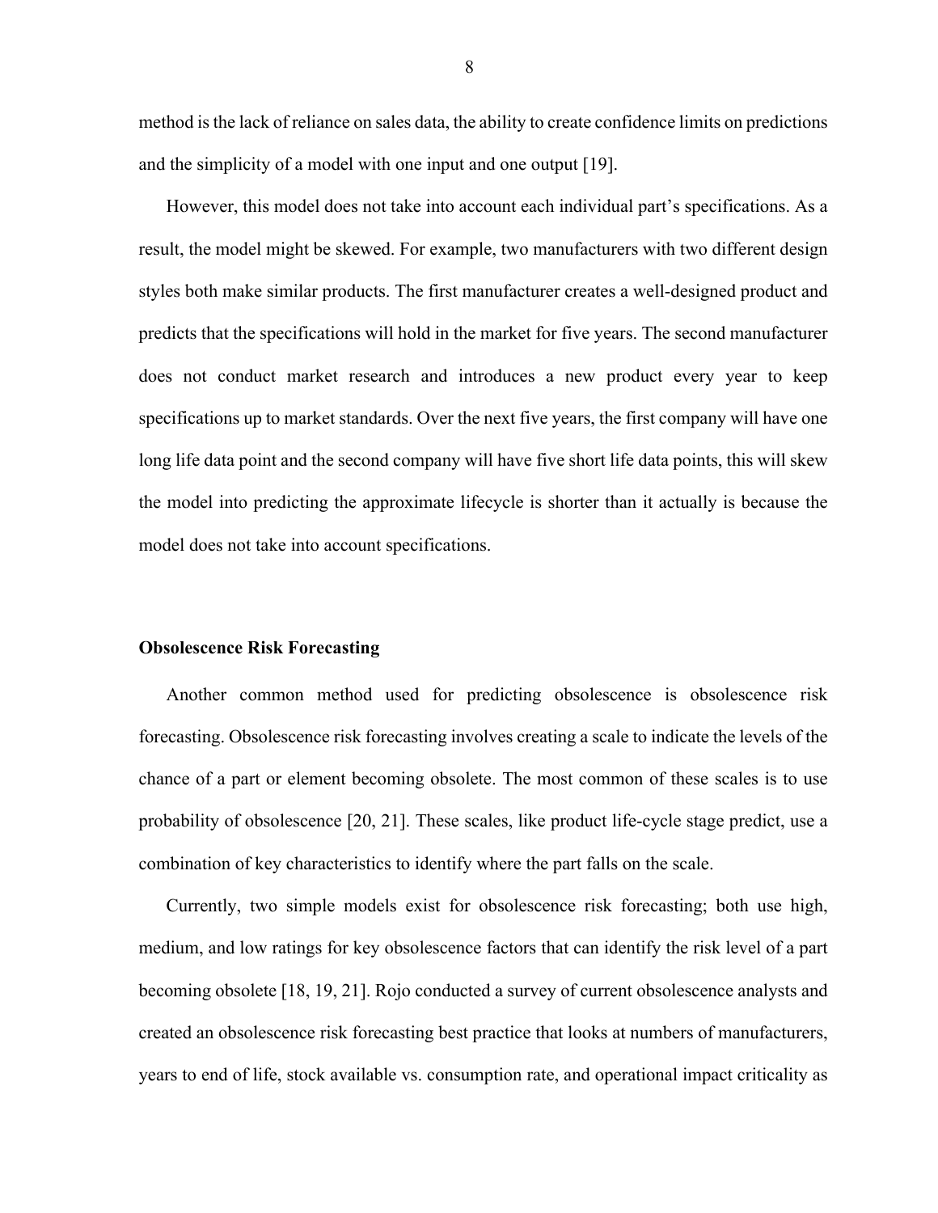method is the lack of reliance on sales data, the ability to create confidence limits on predictions and the simplicity of a model with one input and one output [19].

However, this model does not take into account each individual part's specifications. As a result, the model might be skewed. For example, two manufacturers with two different design styles both make similar products. The first manufacturer creates a well-designed product and predicts that the specifications will hold in the market for five years. The second manufacturer does not conduct market research and introduces a new product every year to keep specifications up to market standards. Over the next five years, the first company will have one long life data point and the second company will have five short life data points, this will skew the model into predicting the approximate lifecycle is shorter than it actually is because the model does not take into account specifications.

### Obsolescence Risk Forecasting

Another common method used for predicting obsolescence is obsolescence risk forecasting. Obsolescence risk forecasting involves creating a scale to indicate the levels of the chance of a part or element becoming obsolete. The most common of these scales is to use probability of obsolescence [20, 21]. These scales, like product life-cycle stage predict, use a combination of key characteristics to identify where the part falls on the scale.

Currently, two simple models exist for obsolescence risk forecasting; both use high, medium, and low ratings for key obsolescence factors that can identify the risk level of a part becoming obsolete [18, 19, 21]. Rojo conducted a survey of current obsolescence analysts and created an obsolescence risk forecasting best practice that looks at numbers of manufacturers, years to end of life, stock available vs. consumption rate, and operational impact criticality as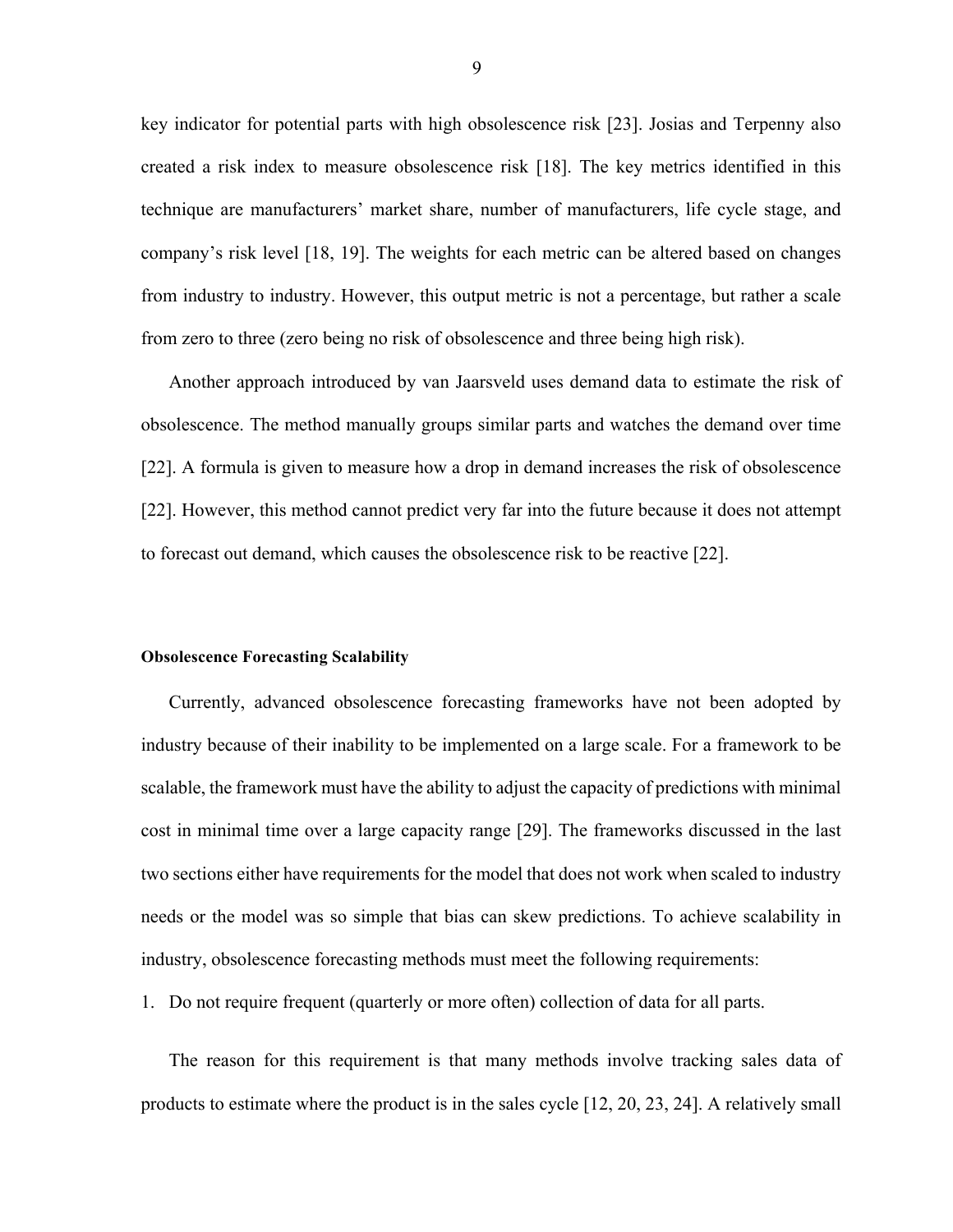key indicator for potential parts with high obsolescence risk [23]. Josias and Terpenny also created a risk index to measure obsolescence risk [18]. The key metrics identified in this technique are manufacturers' market share, number of manufacturers, life cycle stage, and company's risk level [18, 19]. The weights for each metric can be altered based on changes from industry to industry. However, this output metric is not a percentage, but rather a scale from zero to three (zero being no risk of obsolescence and three being high risk).

Another approach introduced by van Jaarsveld uses demand data to estimate the risk of obsolescence. The method manually groups similar parts and watches the demand over time [22]. A formula is given to measure how a drop in demand increases the risk of obsolescence [22]. However, this method cannot predict very far into the future because it does not attempt to forecast out demand, which causes the obsolescence risk to be reactive [22].

#### Obsolescence Forecasting Scalability

Currently, advanced obsolescence forecasting frameworks have not been adopted by industry because of their inability to be implemented on a large scale. For a framework to be scalable, the framework must have the ability to adjust the capacity of predictions with minimal cost in minimal time over a large capacity range [29]. The frameworks discussed in the last two sections either have requirements for the model that does not work when scaled to industry needs or the model was so simple that bias can skew predictions. To achieve scalability in industry, obsolescence forecasting methods must meet the following requirements:

1. Do not require frequent (quarterly or more often) collection of data for all parts.

The reason for this requirement is that many methods involve tracking sales data of products to estimate where the product is in the sales cycle [12, 20, 23, 24]. A relatively small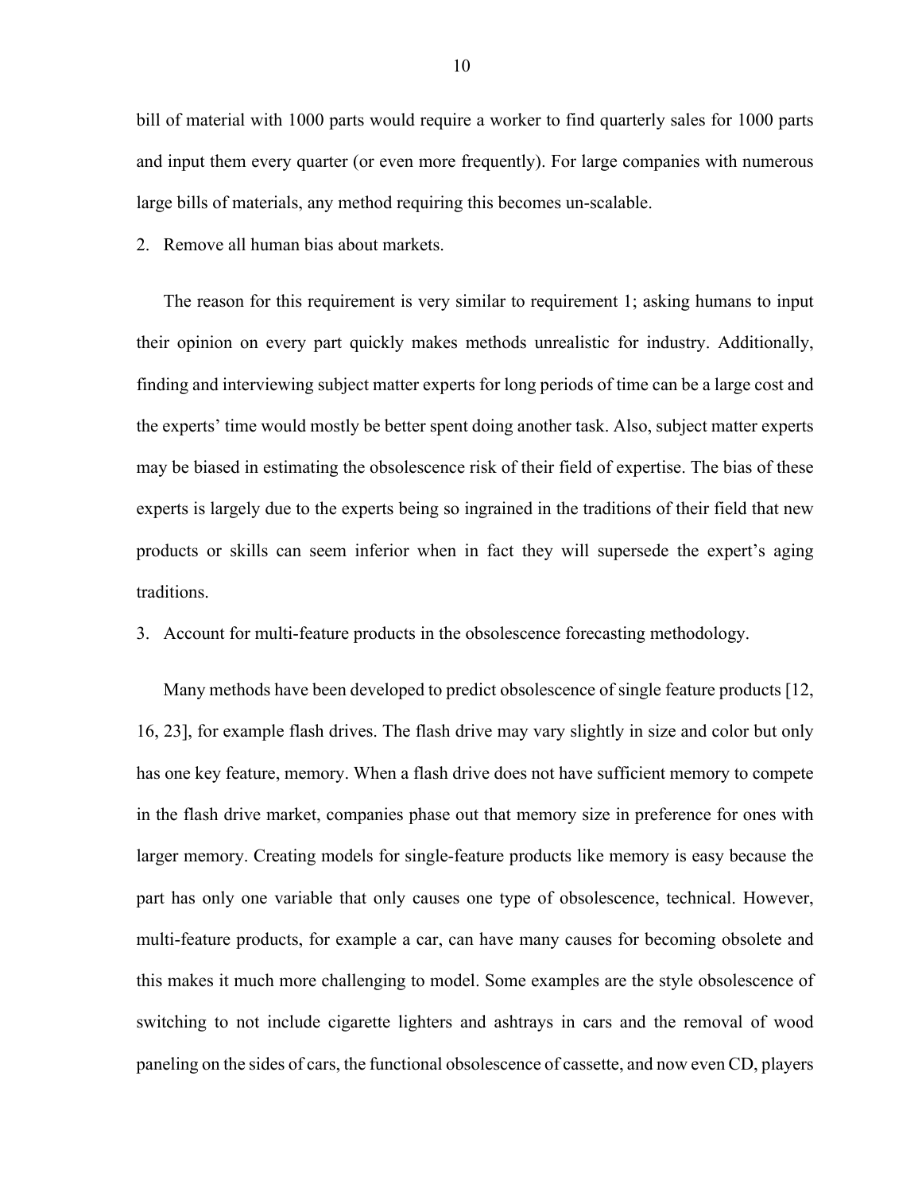bill of material with 1000 parts would require a worker to find quarterly sales for 1000 parts and input them every quarter (or even more frequently). For large companies with numerous large bills of materials, any method requiring this becomes un-scalable.

2. Remove all human bias about markets.

The reason for this requirement is very similar to requirement 1; asking humans to input their opinion on every part quickly makes methods unrealistic for industry. Additionally, finding and interviewing subject matter experts for long periods of time can be a large cost and the experts' time would mostly be better spent doing another task. Also, subject matter experts may be biased in estimating the obsolescence risk of their field of expertise. The bias of these experts is largely due to the experts being so ingrained in the traditions of their field that new products or skills can seem inferior when in fact they will supersede the expert's aging traditions.

3. Account for multi-feature products in the obsolescence forecasting methodology.

Many methods have been developed to predict obsolescence of single feature products [12, 16, 23], for example flash drives. The flash drive may vary slightly in size and color but only has one key feature, memory. When a flash drive does not have sufficient memory to compete in the flash drive market, companies phase out that memory size in preference for ones with larger memory. Creating models for single-feature products like memory is easy because the part has only one variable that only causes one type of obsolescence, technical. However, multi-feature products, for example a car, can have many causes for becoming obsolete and this makes it much more challenging to model. Some examples are the style obsolescence of switching to not include cigarette lighters and ashtrays in cars and the removal of wood paneling on the sides of cars, the functional obsolescence of cassette, and now even CD, players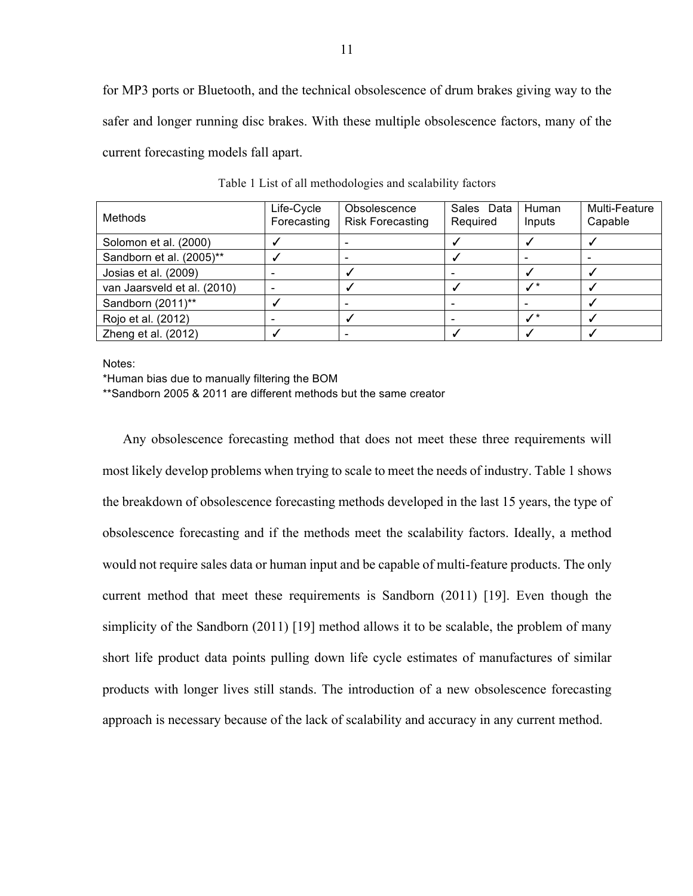for MP3 ports or Bluetooth, and the technical obsolescence of drum brakes giving way to the safer and longer running disc brakes. With these multiple obsolescence factors, many of the current forecasting models fall apart.

Table 1 List of all methodologies and scalability factors

| Methods | Life-Cycle Forecasting | Obsolescence Risk Forecasting | Sales Data Required | Human Inputs | Multi-Feature Capable |
|---|---|---|---|---|---|
| Solomon et al. (2000) | ✓ | - | ✓ | ✓ | ✓ |
| Sandborn et al. (2005)** | ✓ | - | ✓ | - | - |
| Josias et al. (2009) | - | ✓ | - | ✓ | ✓ |
| van Jaarsveld et al. (2010) | - | ✓ | ✓ | ✓* | ✓ |
| Sandborn (2011)** | ✓ | - | - | - | ✓ |
| Rojo et al. (2012) | - | ✓ | - | ✓* | ✓ |
| Zheng et al. (2012) | ✓ | - | ✓ | ✓ | ✓ |

Notes:
*Human bias due to manually filtering the BOM
**Sandborn 2005 & 2011 are different methods but the same creator

Any obsolescence forecasting method that does not meet these three requirements will most likely develop problems when trying to scale to meet the needs of industry. Table 1 shows the breakdown of obsolescence forecasting methods developed in the last 15 years, the type of obsolescence forecasting and if the methods meet the scalability factors. Ideally, a method would not require sales data or human input and be capable of multi-feature products. The only current method that meet these requirements is Sandborn (2011) [19]. Even though the simplicity of the Sandborn (2011) [19] method allows it to be scalable, the problem of many short life product data points pulling down life cycle estimates of manufactures of similar products with longer lives still stands. The introduction of a new obsolescence forecasting approach is necessary because of the lack of scalability and accuracy in any current method.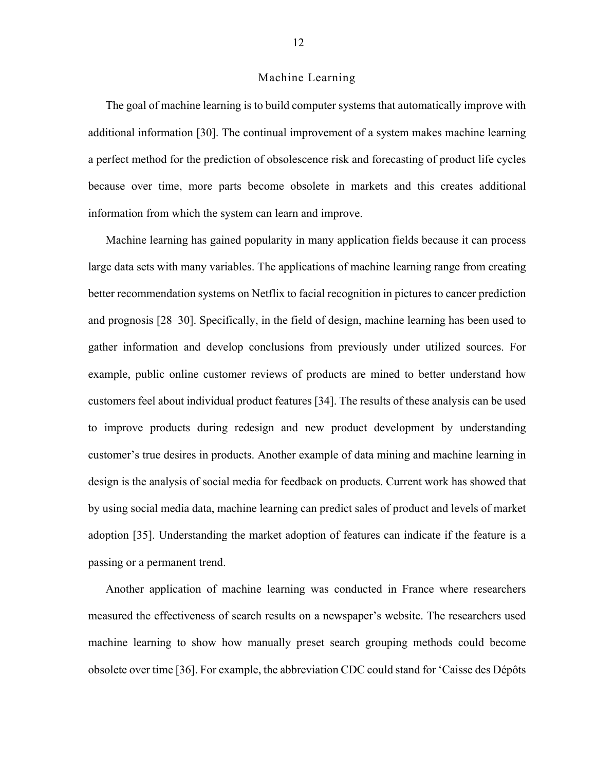## Machine Learning

The goal of machine learning is to build computer systems that automatically improve with additional information [30]. The continual improvement of a system makes machine learning a perfect method for the prediction of obsolescence risk and forecasting of product life cycles because over time, more parts become obsolete in markets and this creates additional information from which the system can learn and improve.

Machine learning has gained popularity in many application fields because it can process large data sets with many variables. The applications of machine learning range from creating better recommendation systems on Netflix to facial recognition in pictures to cancer prediction and prognosis [28–30]. Specifically, in the field of design, machine learning has been used to gather information and develop conclusions from previously under utilized sources. For example, public online customer reviews of products are mined to better understand how customers feel about individual product features [34]. The results of these analysis can be used to improve products during redesign and new product development by understanding customer's true desires in products. Another example of data mining and machine learning in design is the analysis of social media for feedback on products. Current work has showed that by using social media data, machine learning can predict sales of product and levels of market adoption [35]. Understanding the market adoption of features can indicate if the feature is a passing or a permanent trend.

Another application of machine learning was conducted in France where researchers measured the effectiveness of search results on a newspaper's website. The researchers used machine learning to show how manually preset search grouping methods could become obsolete over time [36]. For example, the abbreviation CDC could stand for 'Caisse des Dépôts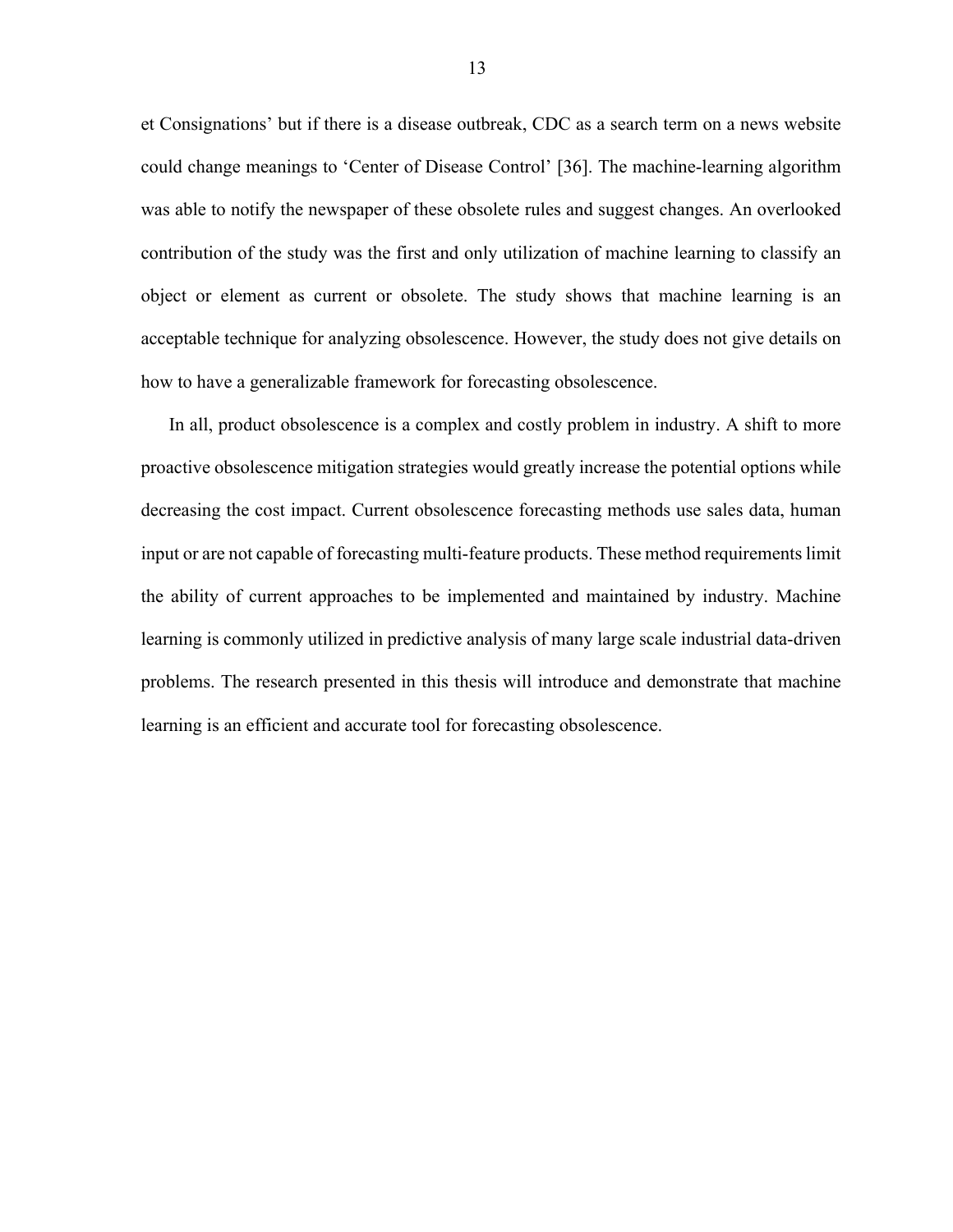et Consignations' but if there is a disease outbreak, CDC as a search term on a news website could change meanings to 'Center of Disease Control' [36]. The machine-learning algorithm was able to notify the newspaper of these obsolete rules and suggest changes. An overlooked contribution of the study was the first and only utilization of machine learning to classify an object or element as current or obsolete. The study shows that machine learning is an acceptable technique for analyzing obsolescence. However, the study does not give details on how to have a generalizable framework for forecasting obsolescence.

In all, product obsolescence is a complex and costly problem in industry. A shift to more proactive obsolescence mitigation strategies would greatly increase the potential options while decreasing the cost impact. Current obsolescence forecasting methods use sales data, human input or are not capable of forecasting multi-feature products. These method requirements limit the ability of current approaches to be implemented and maintained by industry. Machine learning is commonly utilized in predictive analysis of many large scale industrial data-driven problems. The research presented in this thesis will introduce and demonstrate that machine learning is an efficient and accurate tool for forecasting obsolescence.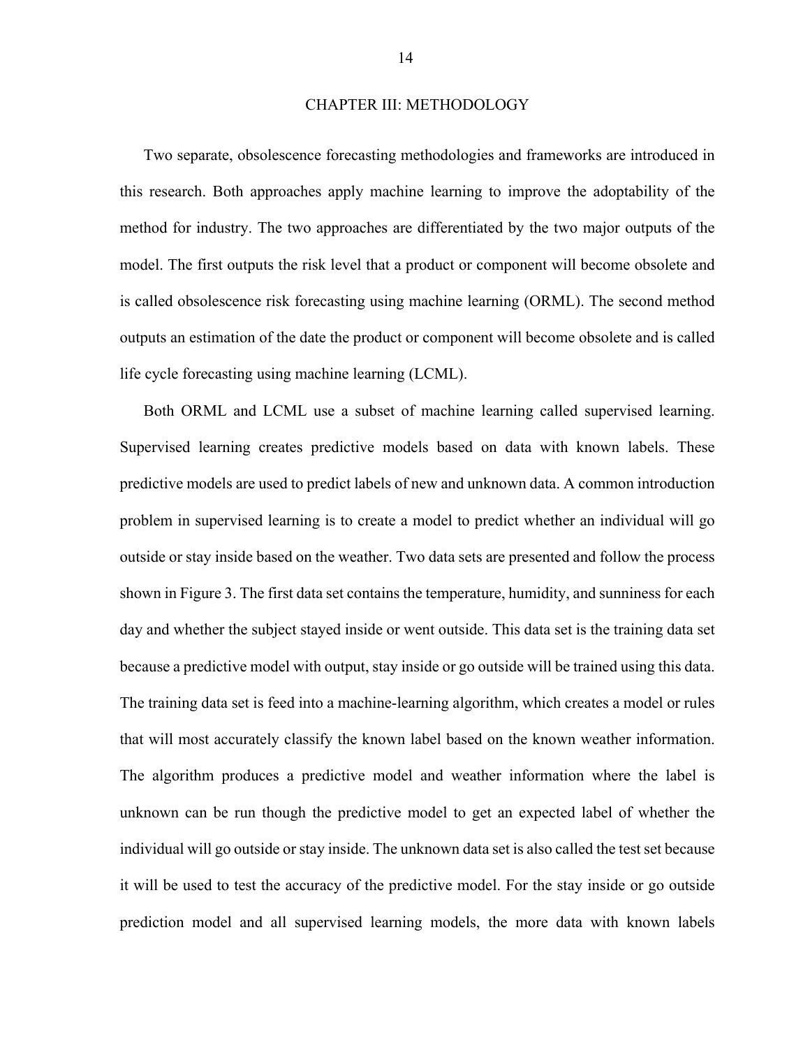# CHAPTER III: METHODOLOGY

Two separate, obsolescence forecasting methodologies and frameworks are introduced in this research. Both approaches apply machine learning to improve the adoptability of the method for industry. The two approaches are differentiated by the two major outputs of the model. The first outputs the risk level that a product or component will become obsolete and is called obsolescence risk forecasting using machine learning (ORML). The second method outputs an estimation of the date the product or component will become obsolete and is called life cycle forecasting using machine learning (LCML).

Both ORML and LCML use a subset of machine learning called supervised learning. Supervised learning creates predictive models based on data with known labels. These predictive models are used to predict labels of new and unknown data. A common introduction problem in supervised learning is to create a model to predict whether an individual will go outside or stay inside based on the weather. Two data sets are presented and follow the process shown in Figure 3. The first data set contains the temperature, humidity, and sunniness for each day and whether the subject stayed inside or went outside. This data set is the training data set because a predictive model with output, stay inside or go outside will be trained using this data. The training data set is feed into a machine-learning algorithm, which creates a model or rules that will most accurately classify the known label based on the known weather information. The algorithm produces a predictive model and weather information where the label is unknown can be run though the predictive model to get an expected label of whether the individual will go outside or stay inside. The unknown data set is also called the test set because it will be used to test the accuracy of the predictive model. For the stay inside or go outside prediction model and all supervised learning models, the more data with known labels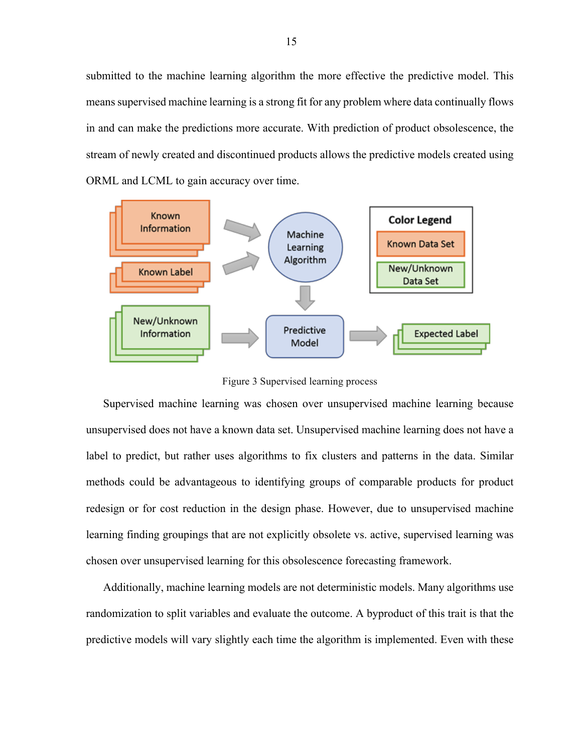submitted to the machine learning algorithm the more effective the predictive model. This means supervised machine learning is a strong fit for any problem where data continually flows in and can make the predictions more accurate. With prediction of product obsolescence, the stream of newly created and discontinued products allows the predictive models created using ORML and LCML to gain accuracy over time.

Figure 3 Supervised learning process

Supervised machine learning was chosen over unsupervised machine learning because unsupervised does not have a known data set. Unsupervised machine learning does not have a label to predict, but rather uses algorithms to fix clusters and patterns in the data. Similar methods could be advantageous to identifying groups of comparable products for product redesign or for cost reduction in the design phase. However, due to unsupervised machine learning finding groupings that are not explicitly obsolete vs. active, supervised learning was chosen over unsupervised learning for this obsolescence forecasting framework.

Additionally, machine learning models are not deterministic models. Many algorithms use randomization to split variables and evaluate the outcome. A byproduct of this trait is that the predictive models will vary slightly each time the algorithm is implemented. Even with these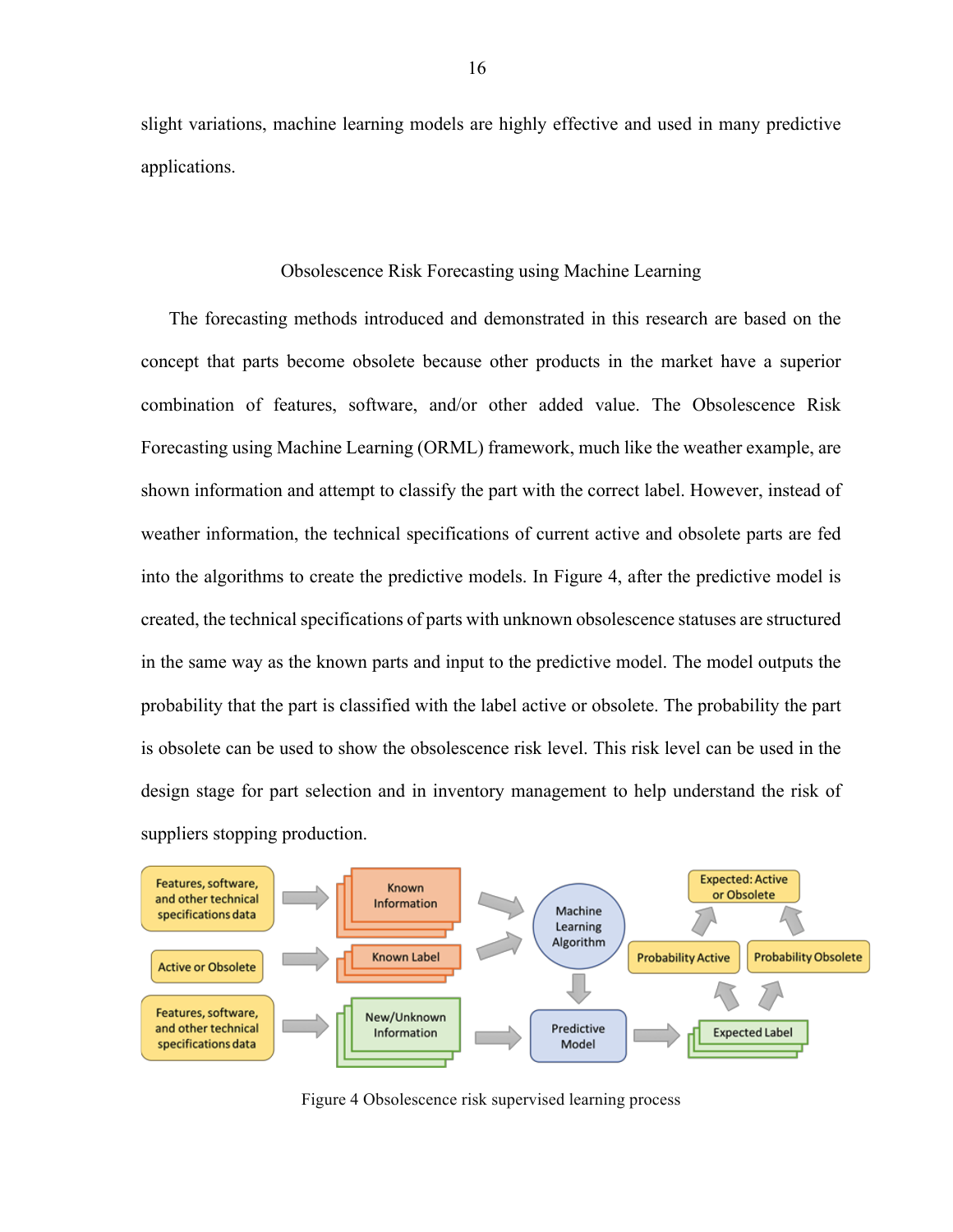slight variations, machine learning models are highly effective and used in many predictive applications.

## Obsolescence Risk Forecasting using Machine Learning

The forecasting methods introduced and demonstrated in this research are based on the concept that parts become obsolete because other products in the market have a superior combination of features, software, and/or other added value. The Obsolescence Risk Forecasting using Machine Learning (ORML) framework, much like the weather example, are shown information and attempt to classify the part with the correct label. However, instead of weather information, the technical specifications of current active and obsolete parts are fed into the algorithms to create the predictive models. In Figure 4, after the predictive model is created, the technical specifications of parts with unknown obsolescence statuses are structured in the same way as the known parts and input to the predictive model. The model outputs the probability that the part is classified with the label active or obsolete. The probability the part is obsolete can be used to show the obsolescence risk level. This risk level can be used in the design stage for part selection and in inventory management to help understand the risk of suppliers stopping production.

Figure 4 Obsolescence risk supervised learning process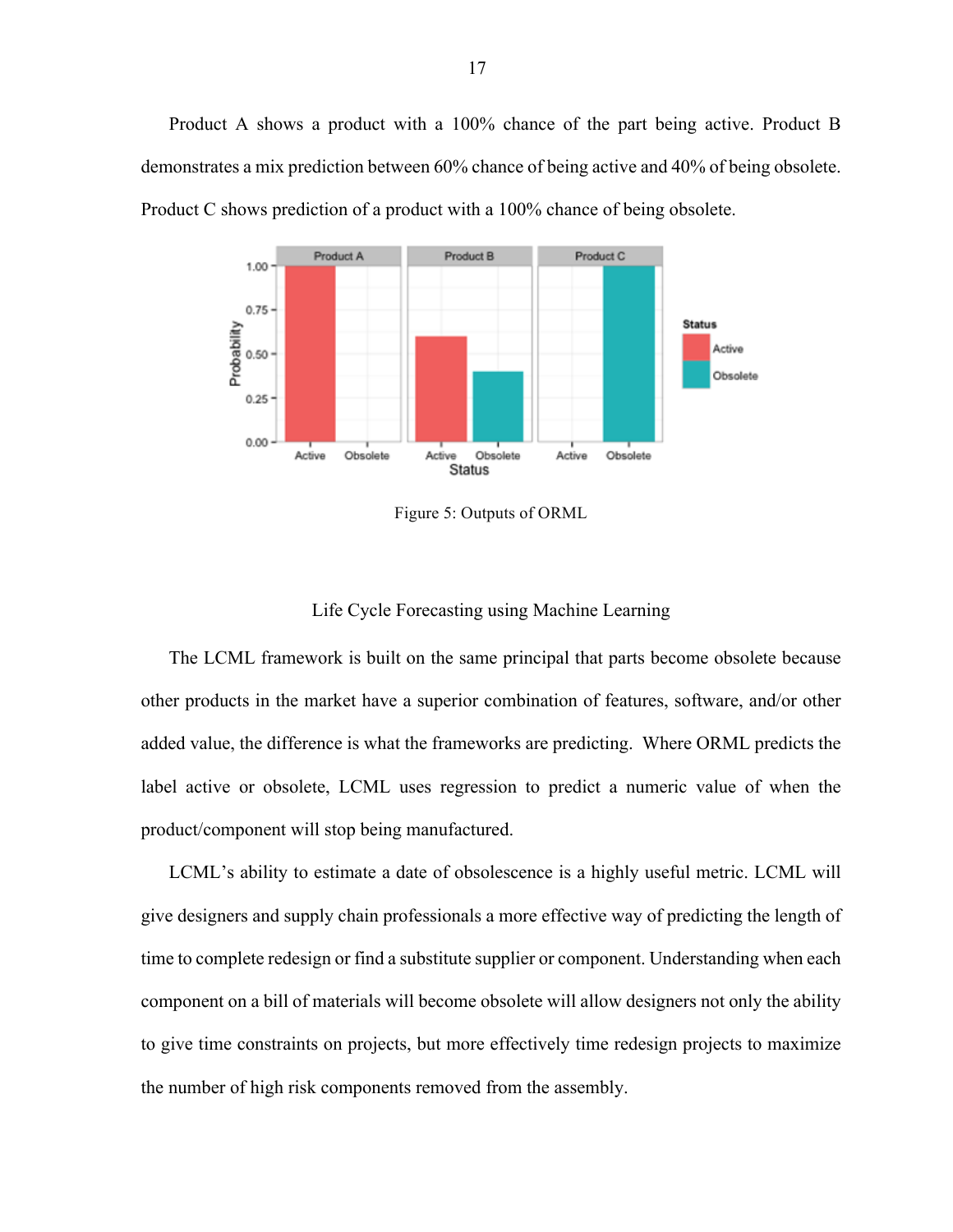Product A shows a product with a 100% chance of the part being active. Product B demonstrates a mix prediction between 60% chance of being active and 40% of being obsolete. Product C shows prediction of a product with a 100% chance of being obsolete.

Figure 5: Outputs of ORML

## Life Cycle Forecasting using Machine Learning

The LCML framework is built on the same principal that parts become obsolete because other products in the market have a superior combination of features, software, and/or other added value, the difference is what the frameworks are predicting. Where ORML predicts the label active or obsolete, LCML uses regression to predict a numeric value of when the product/component will stop being manufactured.

LCML's ability to estimate a date of obsolescence is a highly useful metric. LCML will give designers and supply chain professionals a more effective way of predicting the length of time to complete redesign or find a substitute supplier or component. Understanding when each component on a bill of materials will become obsolete will allow designers not only the ability to give time constraints on projects, but more effectively time redesign projects to maximize the number of high risk components removed from the assembly.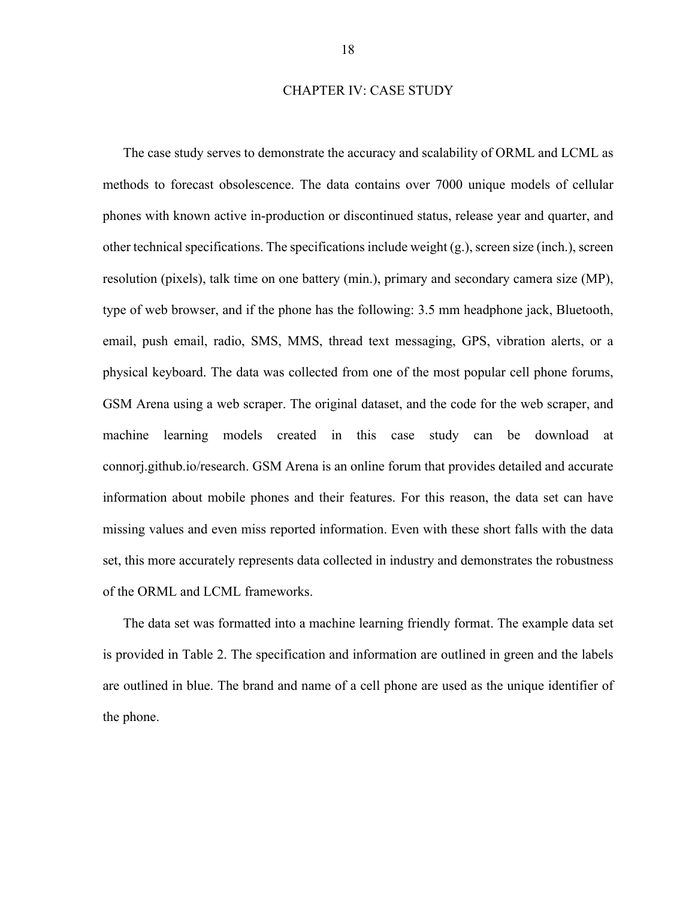# CHAPTER IV: CASE STUDY

The case study serves to demonstrate the accuracy and scalability of ORML and LCML as methods to forecast obsolescence. The data contains over 7000 unique models of cellular phones with known active in-production or discontinued status, release year and quarter, and other technical specifications. The specifications include weight (g.), screen size (inch.), screen resolution (pixels), talk time on one battery (min.), primary and secondary camera size (MP), type of web browser, and if the phone has the following: 3.5 mm headphone jack, Bluetooth, email, push email, radio, SMS, MMS, thread text messaging, GPS, vibration alerts, or a physical keyboard. The data was collected from one of the most popular cell phone forums, GSM Arena using a web scraper. The original dataset, and the code for the web scraper, and machine learning models created in this case study can be download at connorj.github.io/research. GSM Arena is an online forum that provides detailed and accurate information about mobile phones and their features. For this reason, the data set can have missing values and even miss reported information. Even with these short falls with the data set, this more accurately represents data collected in industry and demonstrates the robustness of the ORML and LCML frameworks.

The data set was formatted into a machine learning friendly format. The example data set is provided in Table 2. The specification and information are outlined in green and the labels are outlined in blue. The brand and name of a cell phone are used as the unique identifier of the phone.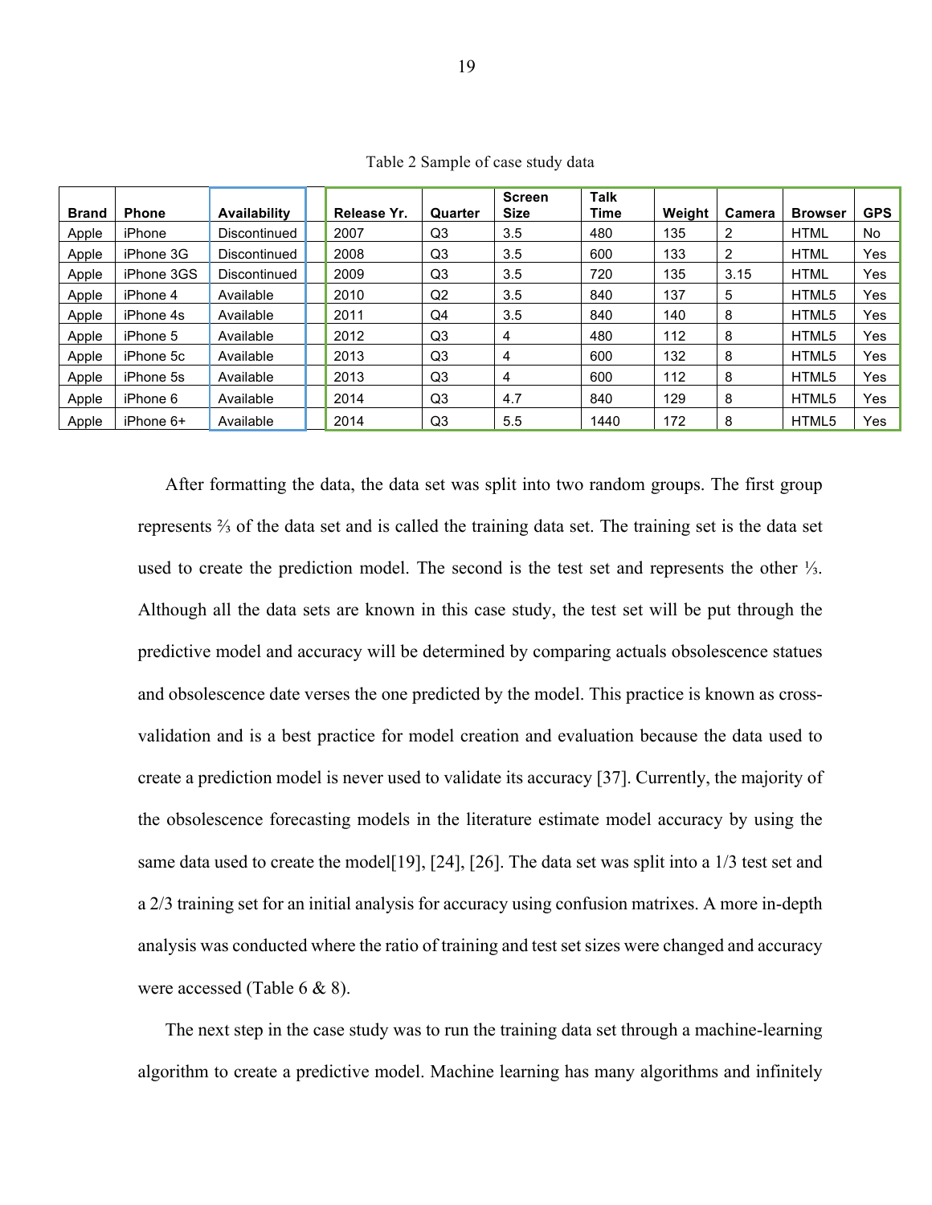Table 2 Sample of case study data

| Brand | Phone | Availability | Release Yr. | Quarter | Screen Size | Talk Time | Weight | Camera | Browser | GPS |
|---|---|---|---|---|---|---|---|---|---|---|
| Apple | iPhone | Discontinued | 2007 | Q3 | 3.5 | 480 | 135 | 2 | HTML | No |
| Apple | iPhone 3G | Discontinued | 2008 | Q3 | 3.5 | 600 | 133 | 2 | HTML | Yes |
| Apple | iPhone 3GS | Discontinued | 2009 | Q3 | 3.5 | 720 | 135 | 3.15 | HTML | Yes |
| Apple | iPhone 4 | Available | 2010 | Q2 | 3.5 | 840 | 137 | 5 | HTML5 | Yes |
| Apple | iPhone 4s | Available | 2011 | Q4 | 3.5 | 840 | 140 | 8 | HTML5 | Yes |
| Apple | iPhone 5 | Available | 2012 | Q3 | 4 | 480 | 112 | 8 | HTML5 | Yes |
| Apple | iPhone 5c | Available | 2013 | Q3 | 4 | 600 | 132 | 8 | HTML5 | Yes |
| Apple | iPhone 5s | Available | 2013 | Q3 | 4 | 600 | 112 | 8 | HTML5 | Yes |
| Apple | iPhone 6 | Available | 2014 | Q3 | 4.7 | 840 | 129 | 8 | HTML5 | Yes |
| Apple | iPhone 6+ | Available | 2014 | Q3 | 5.5 | 1440 | 172 | 8 | HTML5 | Yes |

After formatting the data, the data set was split into two random groups. The first group represents ⅔ of the data set and is called the training data set. The training set is the data set used to create the prediction model. The second is the test set and represents the other ⅓. Although all the data sets are known in this case study, the test set will be put through the predictive model and accuracy will be determined by comparing actuals obsolescence statues and obsolescence date verses the one predicted by the model. This practice is known as cross-validation and is a best practice for model creation and evaluation because the data used to create a prediction model is never used to validate its accuracy [37]. Currently, the majority of the obsolescence forecasting models in the literature estimate model accuracy by using the same data used to create the model[19], [24], [26]. The data set was split into a 1/3 test set and a 2/3 training set for an initial analysis for accuracy using confusion matrixes. A more in-depth analysis was conducted where the ratio of training and test set sizes were changed and accuracy were accessed (Table 6 & 8).

The next step in the case study was to run the training data set through a machine-learning algorithm to create a predictive model. Machine learning has many algorithms and infinitely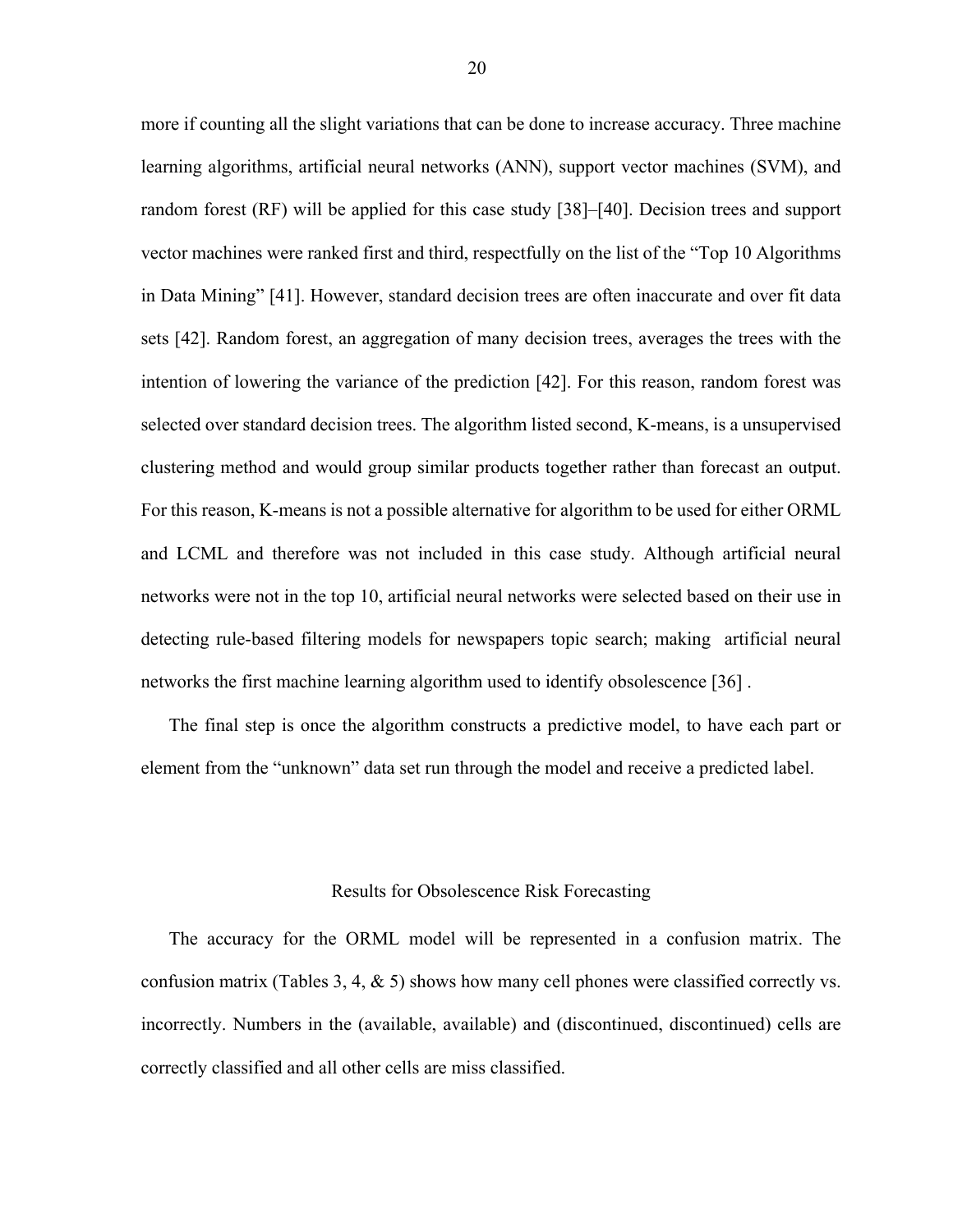more if counting all the slight variations that can be done to increase accuracy. Three machine learning algorithms, artificial neural networks (ANN), support vector machines (SVM), and random forest (RF) will be applied for this case study [38]–[40]. Decision trees and support vector machines were ranked first and third, respectfully on the list of the "Top 10 Algorithms in Data Mining" [41]. However, standard decision trees are often inaccurate and over fit data sets [42]. Random forest, an aggregation of many decision trees, averages the trees with the intention of lowering the variance of the prediction [42]. For this reason, random forest was selected over standard decision trees. The algorithm listed second, K-means, is a unsupervised clustering method and would group similar products together rather than forecast an output. For this reason, K-means is not a possible alternative for algorithm to be used for either ORML and LCML and therefore was not included in this case study. Although artificial neural networks were not in the top 10, artificial neural networks were selected based on their use in detecting rule-based filtering models for newspapers topic search; making artificial neural networks the first machine learning algorithm used to identify obsolescence [36] .

The final step is once the algorithm constructs a predictive model, to have each part or element from the "unknown" data set run through the model and receive a predicted label.

## Results for Obsolescence Risk Forecasting

The accuracy for the ORML model will be represented in a confusion matrix. The confusion matrix (Tables 3, 4, & 5) shows how many cell phones were classified correctly vs. incorrectly. Numbers in the (available, available) and (discontinued, discontinued) cells are correctly classified and all other cells are miss classified.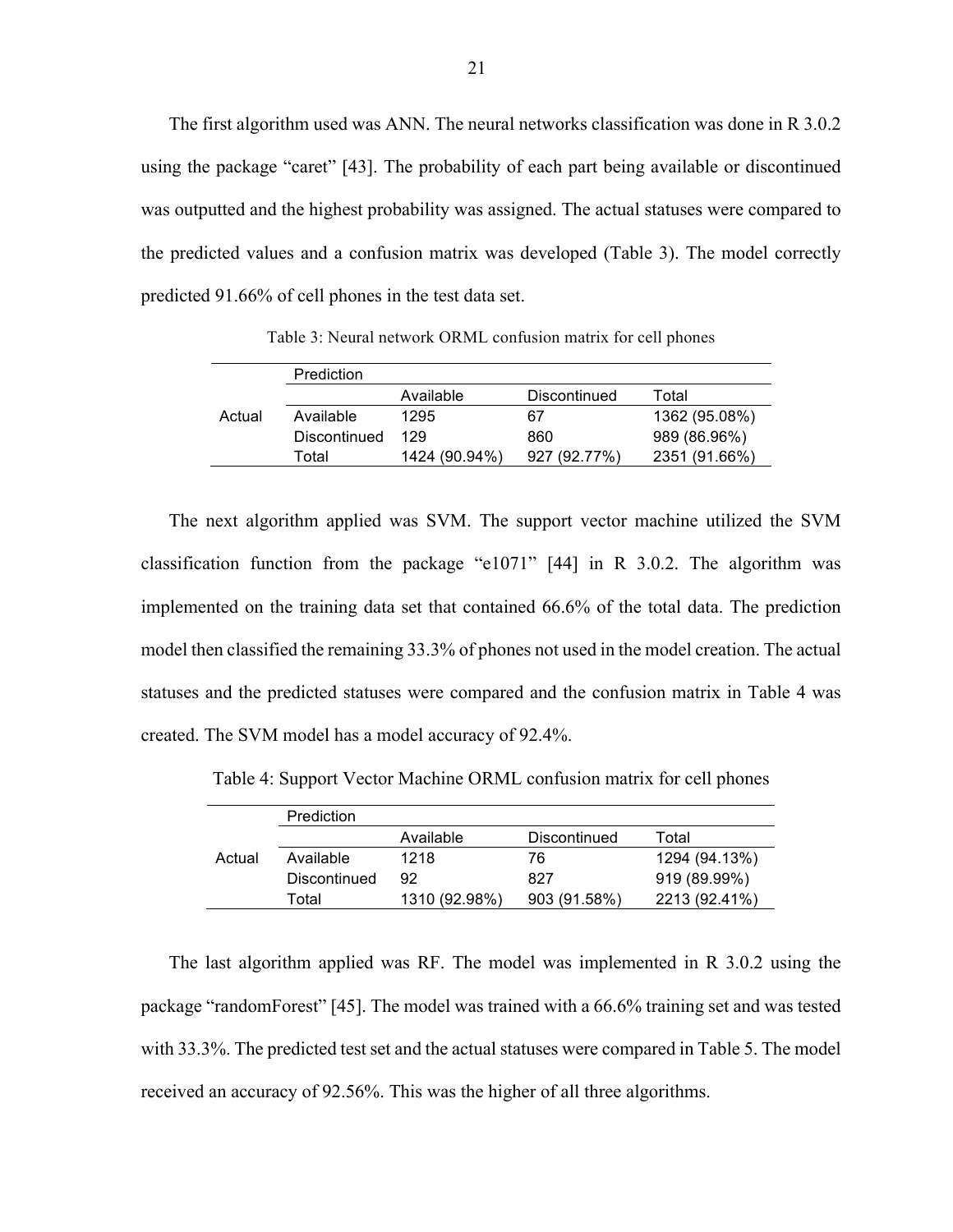The first algorithm used was ANN. The neural networks classification was done in R 3.0.2 using the package "caret" [43]. The probability of each part being available or discontinued was outputted and the highest probability was assigned. The actual statuses were compared to the predicted values and a confusion matrix was developed (Table 3). The model correctly predicted 91.66% of cell phones in the test data set.

Table 3: Neural network ORML confusion matrix for cell phones

| | Prediction | | | |
|---|---|---|---|---|
| | | Available | Discontinued | Total |
| Actual | Available | 1295 | 67 | 1362 (95.08%) |
| | Discontinued | 129 | 860 | 989 (86.96%) |
| | Total | 1424 (90.94%) | 927 (92.77%) | 2351 (91.66%) |

The next algorithm applied was SVM. The support vector machine utilized the SVM classification function from the package "e1071" [44] in R 3.0.2. The algorithm was implemented on the training data set that contained 66.6% of the total data. The prediction model then classified the remaining 33.3% of phones not used in the model creation. The actual statuses and the predicted statuses were compared and the confusion matrix in Table 4 was created. The SVM model has a model accuracy of 92.4%.

Table 4: Support Vector Machine ORML confusion matrix for cell phones

| | Prediction | | | |
|---|---|---|---|---|
| | | Available | Discontinued | Total |
| Actual | Available | 1218 | 76 | 1294 (94.13%) |
| | Discontinued | 92 | 827 | 919 (89.99%) |
| | Total | 1310 (92.98%) | 903 (91.58%) | 2213 (92.41%) |

The last algorithm applied was RF. The model was implemented in R 3.0.2 using the package "randomForest" [45]. The model was trained with a 66.6% training set and was tested with 33.3%. The predicted test set and the actual statuses were compared in Table 5. The model received an accuracy of 92.56%. This was the higher of all three algorithms.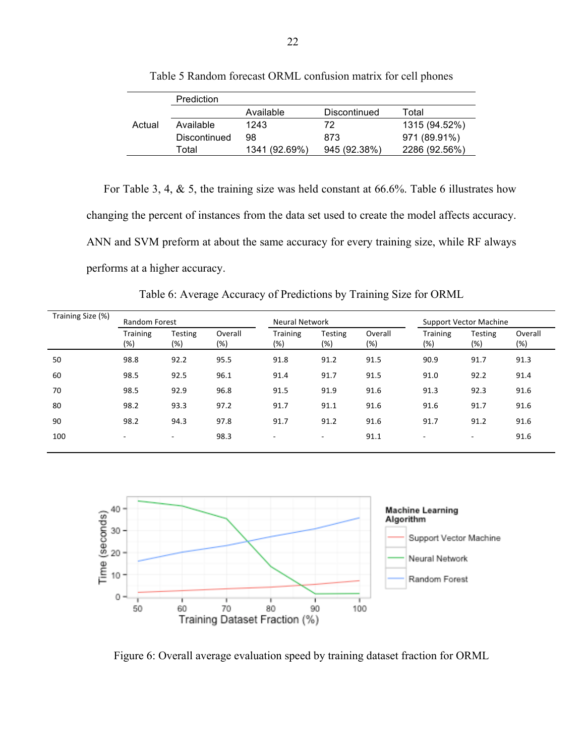Table 5 Random forecast ORML confusion matrix for cell phones

| | Prediction | | | |
|---|---|---|---|---|
| | | Available | Discontinued | Total |
| Actual | Available | 1243 | 72 | 1315 (94.52%) |
| | Discontinued | 98 | 873 | 971 (89.91%) |
| | Total | 1341 (92.69%) | 945 (92.38%) | 2286 (92.56%) |

For Table 3, 4, & 5, the training size was held constant at 66.6%. Table 6 illustrates how changing the percent of instances from the data set used to create the model affects accuracy. ANN and SVM preform at about the same accuracy for every training size, while RF always performs at a higher accuracy.

Table 6: Average Accuracy of Predictions by Training Size for ORML

| Training Size (%) | Random Forest | | | Neural Network | | | Support Vector Machine | | |
|---|---|---|---|---|---|---|---|---|---|
| | Training (%) | Testing (%) | Overall (%) | Training (%) | Testing (%) | Overall (%) | Training (%) | Testing (%) | Overall (%) |
| 50 | 98.8 | 92.2 | 95.5 | 91.8 | 91.2 | 91.5 | 90.9 | 91.7 | 91.3 |
| 60 | 98.5 | 92.5 | 96.1 | 91.4 | 91.7 | 91.5 | 91.0 | 92.2 | 91.4 |
| 70 | 98.5 | 92.9 | 96.8 | 91.5 | 91.9 | 91.6 | 91.3 | 92.3 | 91.6 |
| 80 | 98.2 | 93.3 | 97.2 | 91.7 | 91.1 | 91.6 | 91.6 | 91.7 | 91.6 |
| 90 | 98.2 | 94.3 | 97.8 | 91.7 | 91.2 | 91.6 | 91.7 | 91.2 | 91.6 |
| 100 | - | - | 98.3 | - | - | 91.1 | - | - | 91.6 |

Figure 6: Overall average evaluation speed by training dataset fraction for ORML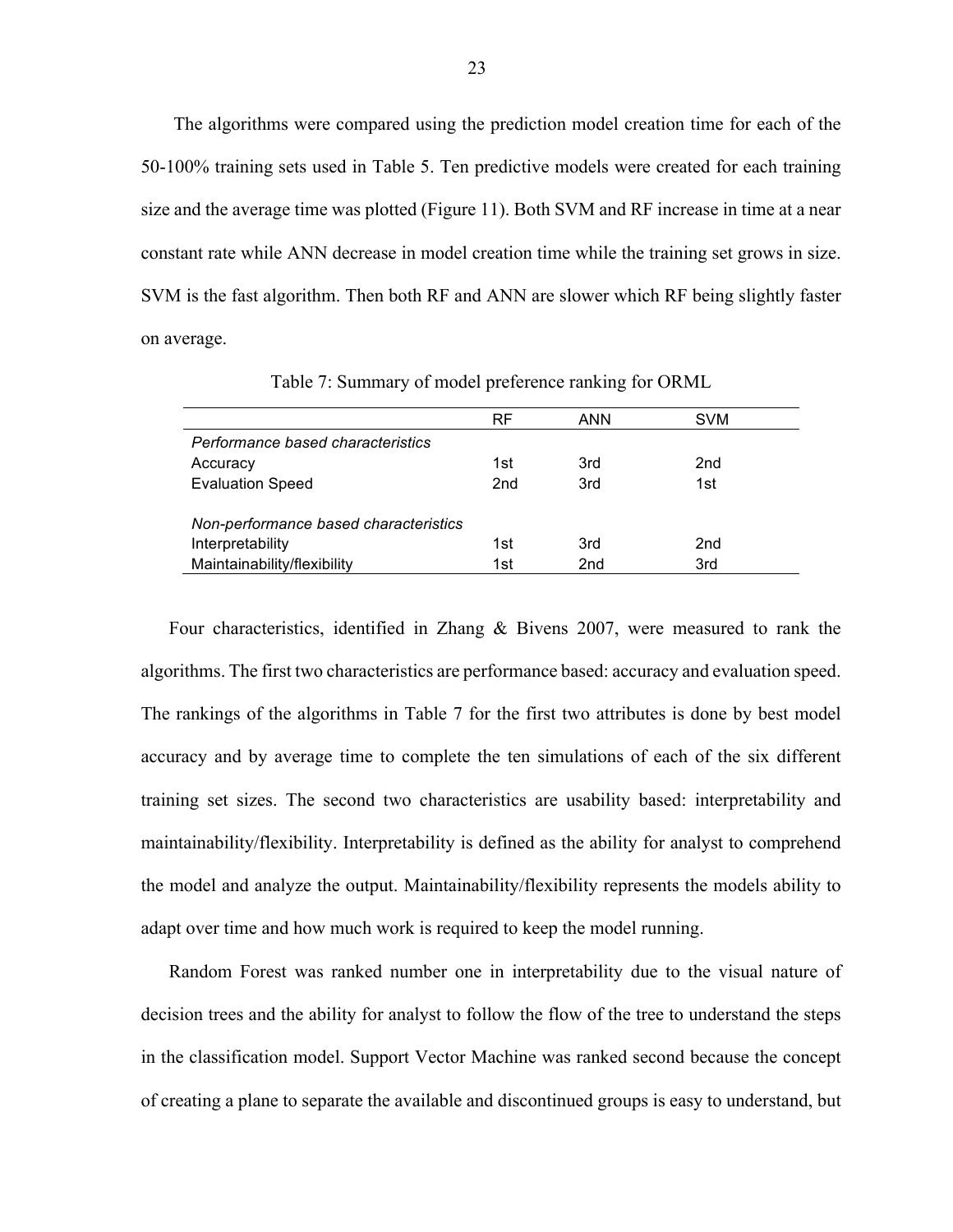The algorithms were compared using the prediction model creation time for each of the 50-100% training sets used in Table 5. Ten predictive models were created for each training size and the average time was plotted (Figure 11). Both SVM and RF increase in time at a near constant rate while ANN decrease in model creation time while the training set grows in size. SVM is the fast algorithm. Then both RF and ANN are slower which RF being slightly faster on average.

Table 7: Summary of model preference ranking for ORML

| | RF | ANN | SVM |
|---|---|---|---|
| *Performance based characteristics* | | | |
| Accuracy | 1st | 3rd | 2nd |
| Evaluation Speed | 2nd | 3rd | 1st |
| | | | |
| *Non-performance based characteristics* | | | |
| Interpretability | 1st | 3rd | 2nd |
| Maintainability/flexibility | 1st | 2nd | 3rd |

Four characteristics, identified in Zhang & Bivens 2007, were measured to rank the algorithms. The first two characteristics are performance based: accuracy and evaluation speed. The rankings of the algorithms in Table 7 for the first two attributes is done by best model accuracy and by average time to complete the ten simulations of each of the six different training set sizes. The second two characteristics are usability based: interpretability and maintainability/flexibility. Interpretability is defined as the ability for analyst to comprehend the model and analyze the output. Maintainability/flexibility represents the models ability to adapt over time and how much work is required to keep the model running.

Random Forest was ranked number one in interpretability due to the visual nature of decision trees and the ability for analyst to follow the flow of the tree to understand the steps in the classification model. Support Vector Machine was ranked second because the concept of creating a plane to separate the available and discontinued groups is easy to understand, but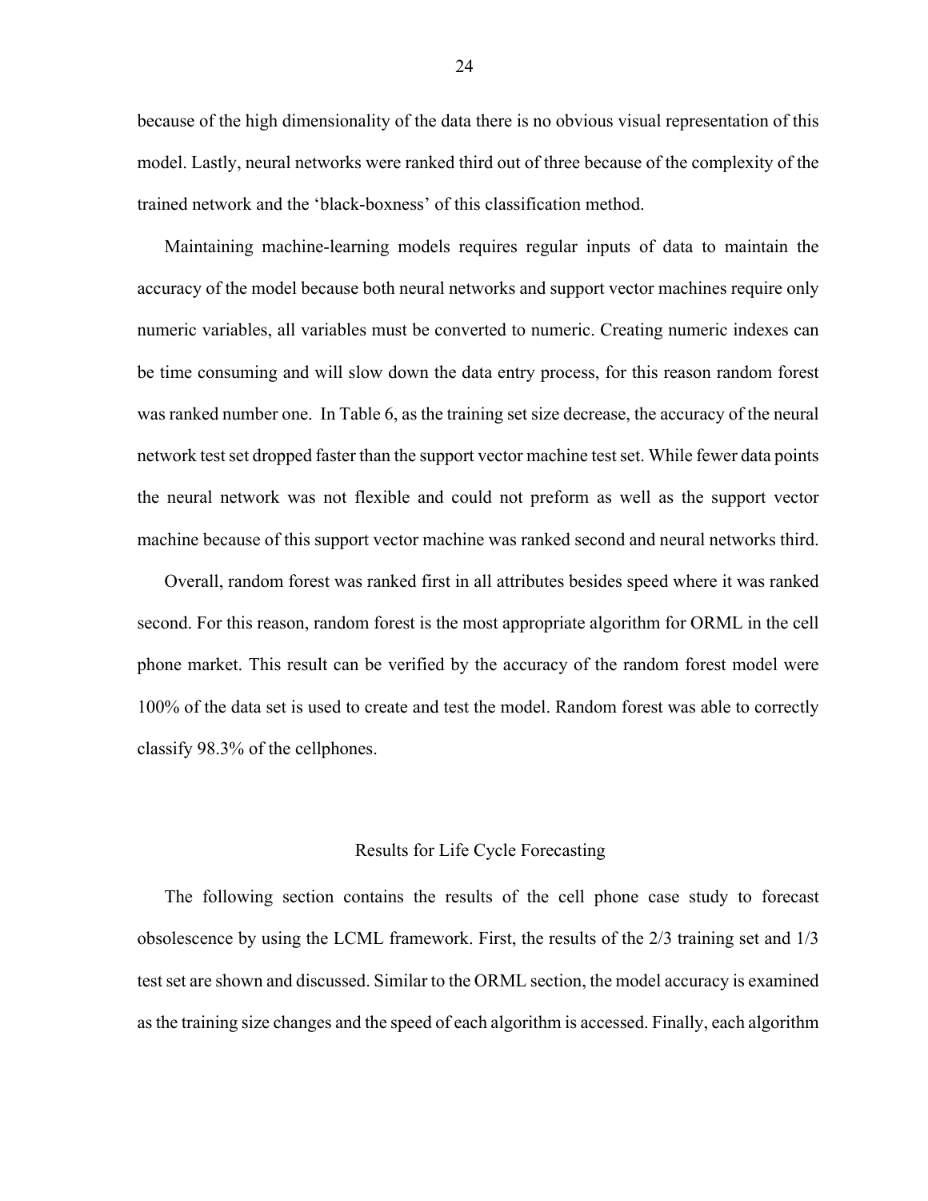because of the high dimensionality of the data there is no obvious visual representation of this model. Lastly, neural networks were ranked third out of three because of the complexity of the trained network and the 'black-boxness' of this classification method.

Maintaining machine-learning models requires regular inputs of data to maintain the accuracy of the model because both neural networks and support vector machines require only numeric variables, all variables must be converted to numeric. Creating numeric indexes can be time consuming and will slow down the data entry process, for this reason random forest was ranked number one. In Table 6, as the training set size decrease, the accuracy of the neural network test set dropped faster than the support vector machine test set. While fewer data points the neural network was not flexible and could not preform as well as the support vector machine because of this support vector machine was ranked second and neural networks third.

Overall, random forest was ranked first in all attributes besides speed where it was ranked second. For this reason, random forest is the most appropriate algorithm for ORML in the cell phone market. This result can be verified by the accuracy of the random forest model were 100% of the data set is used to create and test the model. Random forest was able to correctly classify 98.3% of the cellphones.

## Results for Life Cycle Forecasting

The following section contains the results of the cell phone case study to forecast obsolescence by using the LCML framework. First, the results of the 2/3 training set and 1/3 test set are shown and discussed. Similar to the ORML section, the model accuracy is examined as the training size changes and the speed of each algorithm is accessed. Finally, each algorithm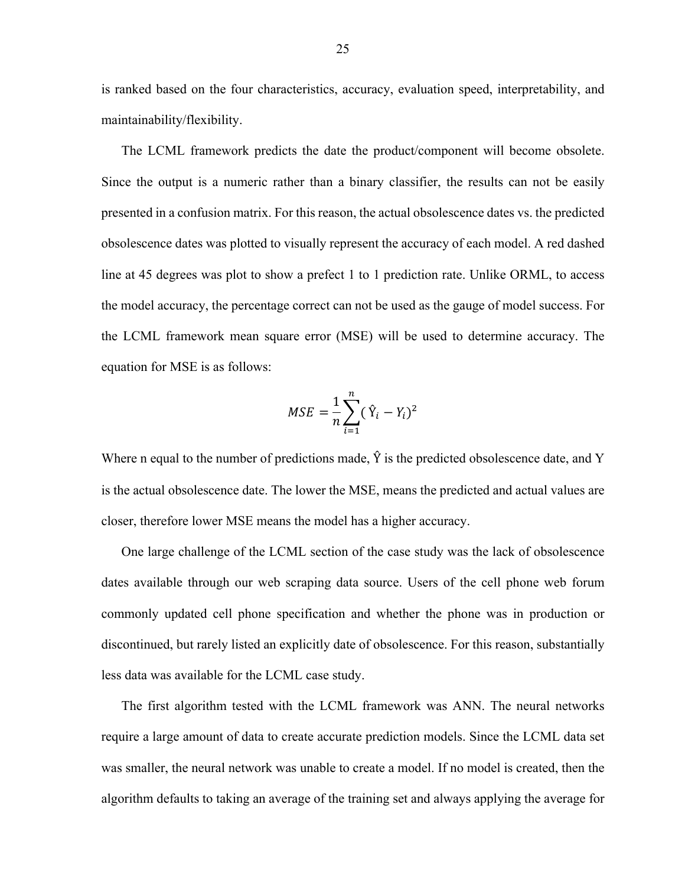is ranked based on the four characteristics, accuracy, evaluation speed, interpretability, and maintainability/flexibility.

The LCML framework predicts the date the product/component will become obsolete. Since the output is a numeric rather than a binary classifier, the results can not be easily presented in a confusion matrix. For this reason, the actual obsolescence dates vs. the predicted obsolescence dates was plotted to visually represent the accuracy of each model. A red dashed line at 45 degrees was plot to show a prefect 1 to 1 prediction rate. Unlike ORML, to access the model accuracy, the percentage correct can not be used as the gauge of model success. For the LCML framework mean square error (MSE) will be used to determine accuracy. The equation for MSE is as follows:

$$MSE = \frac{1}{n}\sum_{i=1}^{n}(\hat{Y}_i - Y_i)^2$$

Where n equal to the number of predictions made, $\hat{Y}$ is the predicted obsolescence date, and Y is the actual obsolescence date. The lower the MSE, means the predicted and actual values are closer, therefore lower MSE means the model has a higher accuracy.

One large challenge of the LCML section of the case study was the lack of obsolescence dates available through our web scraping data source. Users of the cell phone web forum commonly updated cell phone specification and whether the phone was in production or discontinued, but rarely listed an explicitly date of obsolescence. For this reason, substantially less data was available for the LCML case study.

The first algorithm tested with the LCML framework was ANN. The neural networks require a large amount of data to create accurate prediction models. Since the LCML data set was smaller, the neural network was unable to create a model. If no model is created, then the algorithm defaults to taking an average of the training set and always applying the average for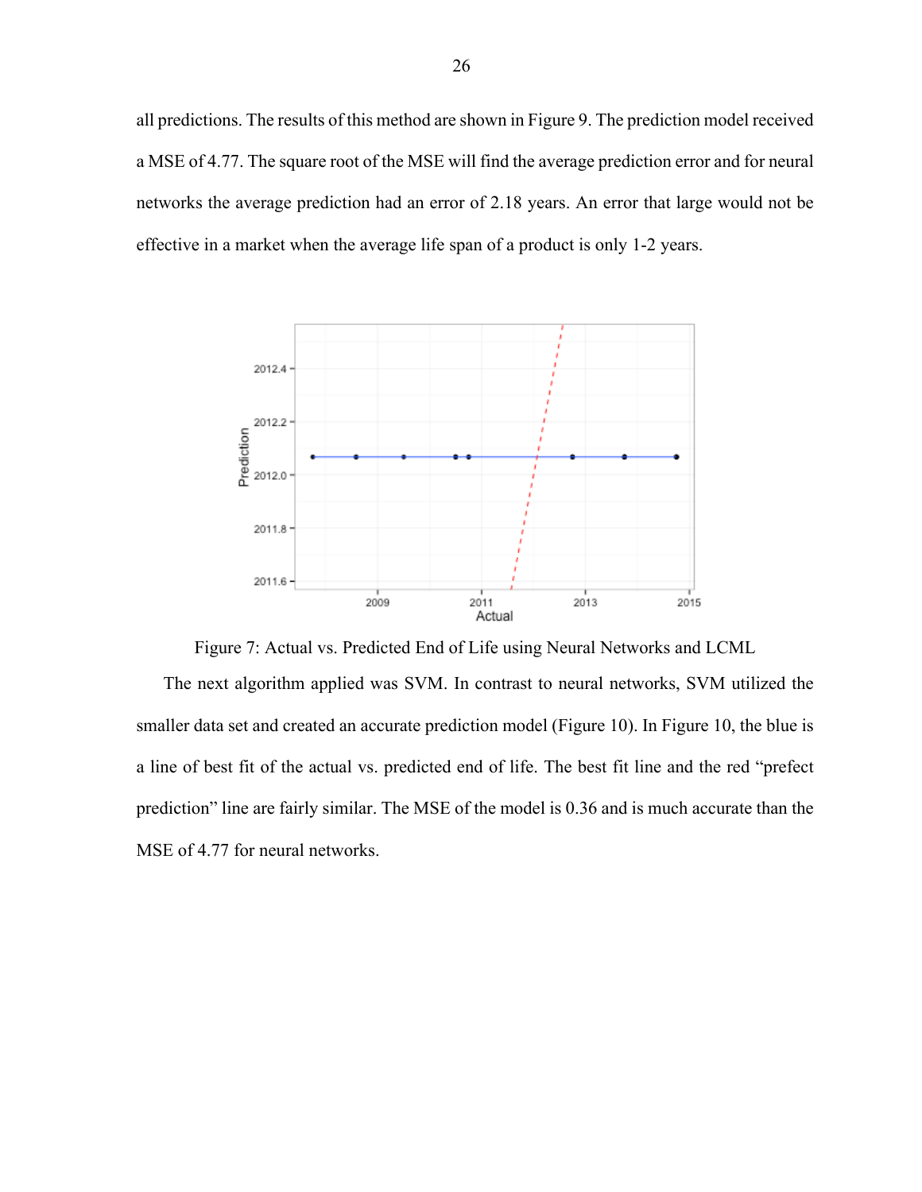all predictions. The results of this method are shown in Figure 9. The prediction model received a MSE of 4.77. The square root of the MSE will find the average prediction error and for neural networks the average prediction had an error of 2.18 years. An error that large would not be effective in a market when the average life span of a product is only 1-2 years.

Figure 7: Actual vs. Predicted End of Life using Neural Networks and LCML

The next algorithm applied was SVM. In contrast to neural networks, SVM utilized the smaller data set and created an accurate prediction model (Figure 10). In Figure 10, the blue is a line of best fit of the actual vs. predicted end of life. The best fit line and the red "prefect prediction" line are fairly similar. The MSE of the model is 0.36 and is much accurate than the MSE of 4.77 for neural networks.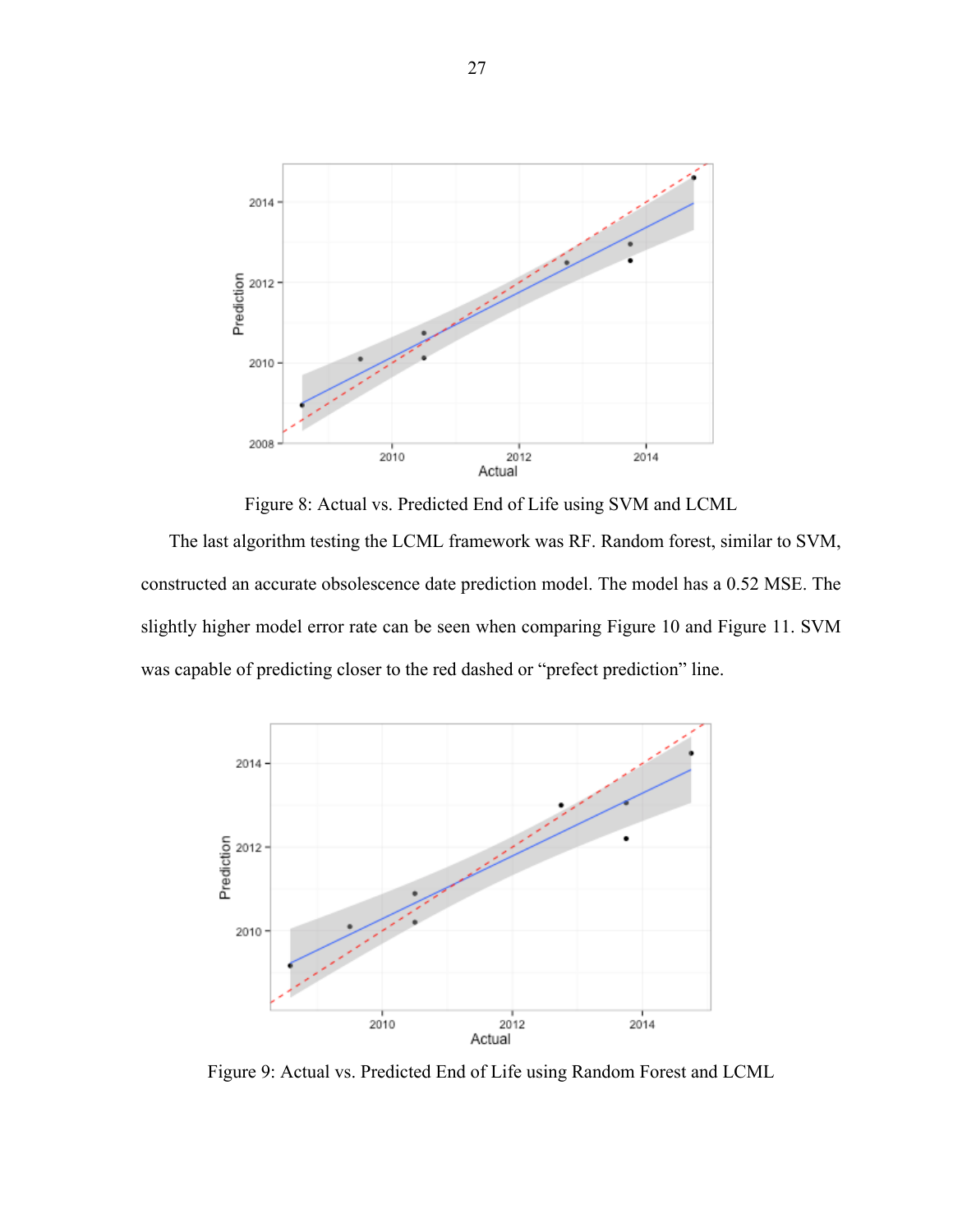Figure 8: Actual vs. Predicted End of Life using SVM and LCML

The last algorithm testing the LCML framework was RF. Random forest, similar to SVM, constructed an accurate obsolescence date prediction model. The model has a 0.52 MSE. The slightly higher model error rate can be seen when comparing Figure 10 and Figure 11. SVM was capable of predicting closer to the red dashed or "prefect prediction" line.

Figure 9: Actual vs. Predicted End of Life using Random Forest and LCML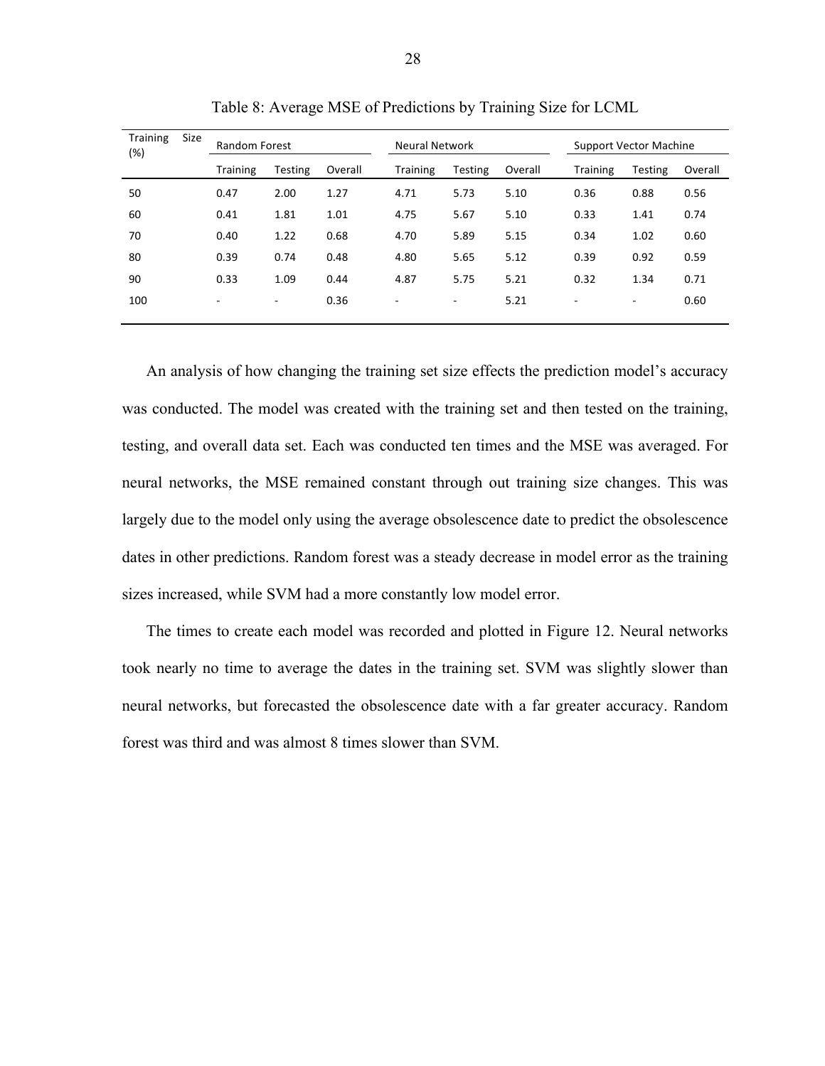Table 8: Average MSE of Predictions by Training Size for LCML

| Training Size (%) | Random Forest | | | Neural Network | | | Support Vector Machine | | |
|---|---|---|---|---|---|---|---|---|---|
| | Training | Testing | Overall | Training | Testing | Overall | Training | Testing | Overall |
| 50 | 0.47 | 2.00 | 1.27 | 4.71 | 5.73 | 5.10 | 0.36 | 0.88 | 0.56 |
| 60 | 0.41 | 1.81 | 1.01 | 4.75 | 5.67 | 5.10 | 0.33 | 1.41 | 0.74 |
| 70 | 0.40 | 1.22 | 0.68 | 4.70 | 5.89 | 5.15 | 0.34 | 1.02 | 0.60 |
| 80 | 0.39 | 0.74 | 0.48 | 4.80 | 5.65 | 5.12 | 0.39 | 0.92 | 0.59 |
| 90 | 0.33 | 1.09 | 0.44 | 4.87 | 5.75 | 5.21 | 0.32 | 1.34 | 0.71 |
| 100 | - | - | 0.36 | - | - | 5.21 | - | - | 0.60 |

An analysis of how changing the training set size effects the prediction model's accuracy was conducted. The model was created with the training set and then tested on the training, testing, and overall data set. Each was conducted ten times and the MSE was averaged. For neural networks, the MSE remained constant through out training size changes. This was largely due to the model only using the average obsolescence date to predict the obsolescence dates in other predictions. Random forest was a steady decrease in model error as the training sizes increased, while SVM had a more constantly low model error.

The times to create each model was recorded and plotted in Figure 12. Neural networks took nearly no time to average the dates in the training set. SVM was slightly slower than neural networks, but forecasted the obsolescence date with a far greater accuracy. Random forest was third and was almost 8 times slower than SVM.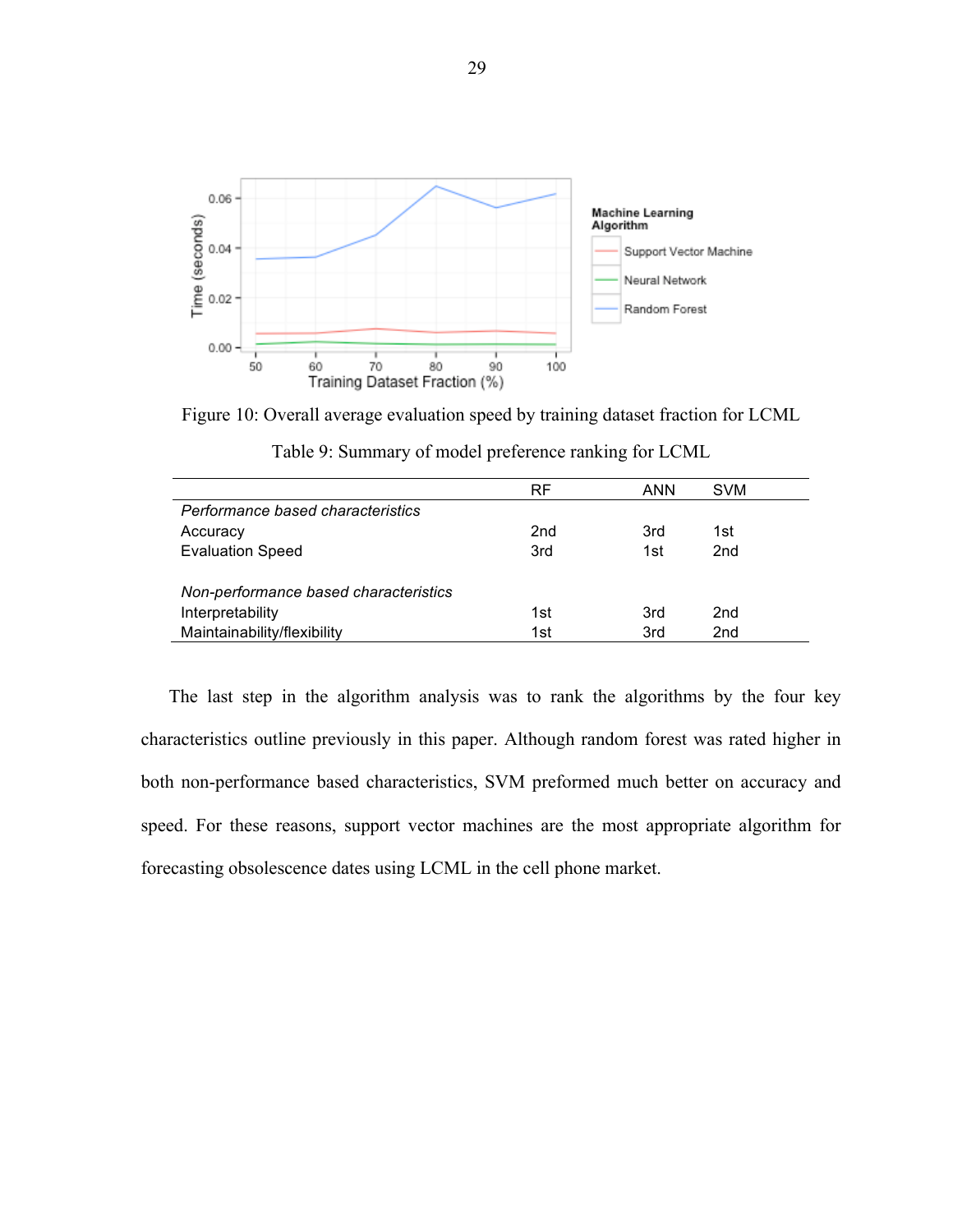Figure 10: Overall average evaluation speed by training dataset fraction for LCML

Table 9: Summary of model preference ranking for LCML

| | RF | ANN | SVM |
|---|---|---|---|
| *Performance based characteristics* | | | |
| Accuracy | 2nd | 3rd | 1st |
| Evaluation Speed | 3rd | 1st | 2nd |
| | | | |
| *Non-performance based characteristics* | | | |
| Interpretability | 1st | 3rd | 2nd |
| Maintainability/flexibility | 1st | 3rd | 2nd |

The last step in the algorithm analysis was to rank the algorithms by the four key characteristics outline previously in this paper. Although random forest was rated higher in both non-performance based characteristics, SVM preformed much better on accuracy and speed. For these reasons, support vector machines are the most appropriate algorithm for forecasting obsolescence dates using LCML in the cell phone market.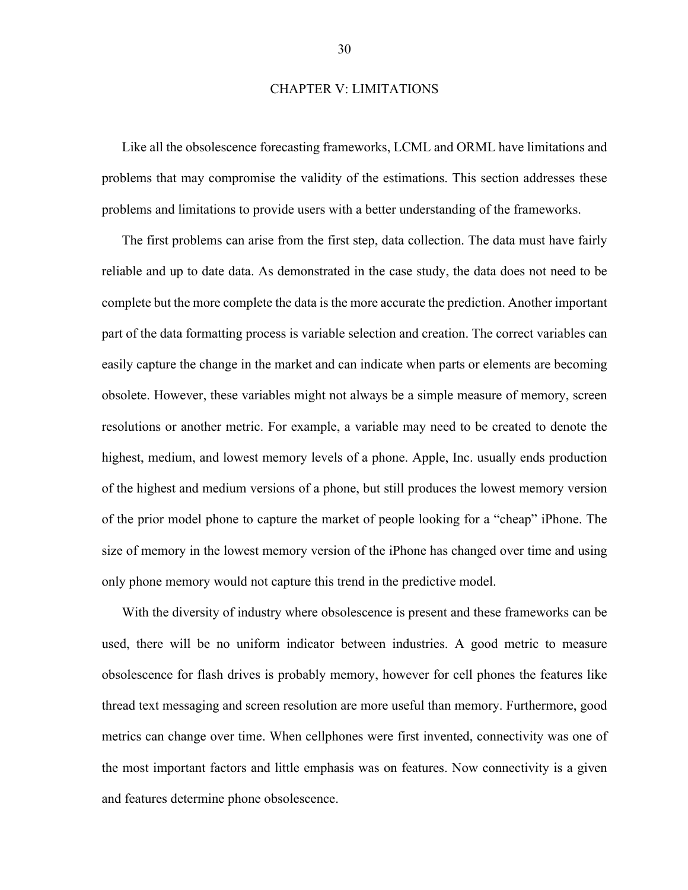# CHAPTER V: LIMITATIONS

Like all the obsolescence forecasting frameworks, LCML and ORML have limitations and problems that may compromise the validity of the estimations. This section addresses these problems and limitations to provide users with a better understanding of the frameworks.

The first problems can arise from the first step, data collection. The data must have fairly reliable and up to date data. As demonstrated in the case study, the data does not need to be complete but the more complete the data is the more accurate the prediction. Another important part of the data formatting process is variable selection and creation. The correct variables can easily capture the change in the market and can indicate when parts or elements are becoming obsolete. However, these variables might not always be a simple measure of memory, screen resolutions or another metric. For example, a variable may need to be created to denote the highest, medium, and lowest memory levels of a phone. Apple, Inc. usually ends production of the highest and medium versions of a phone, but still produces the lowest memory version of the prior model phone to capture the market of people looking for a "cheap" iPhone. The size of memory in the lowest memory version of the iPhone has changed over time and using only phone memory would not capture this trend in the predictive model.

With the diversity of industry where obsolescence is present and these frameworks can be used, there will be no uniform indicator between industries. A good metric to measure obsolescence for flash drives is probably memory, however for cell phones the features like thread text messaging and screen resolution are more useful than memory. Furthermore, good metrics can change over time. When cellphones were first invented, connectivity was one of the most important factors and little emphasis was on features. Now connectivity is a given and features determine phone obsolescence.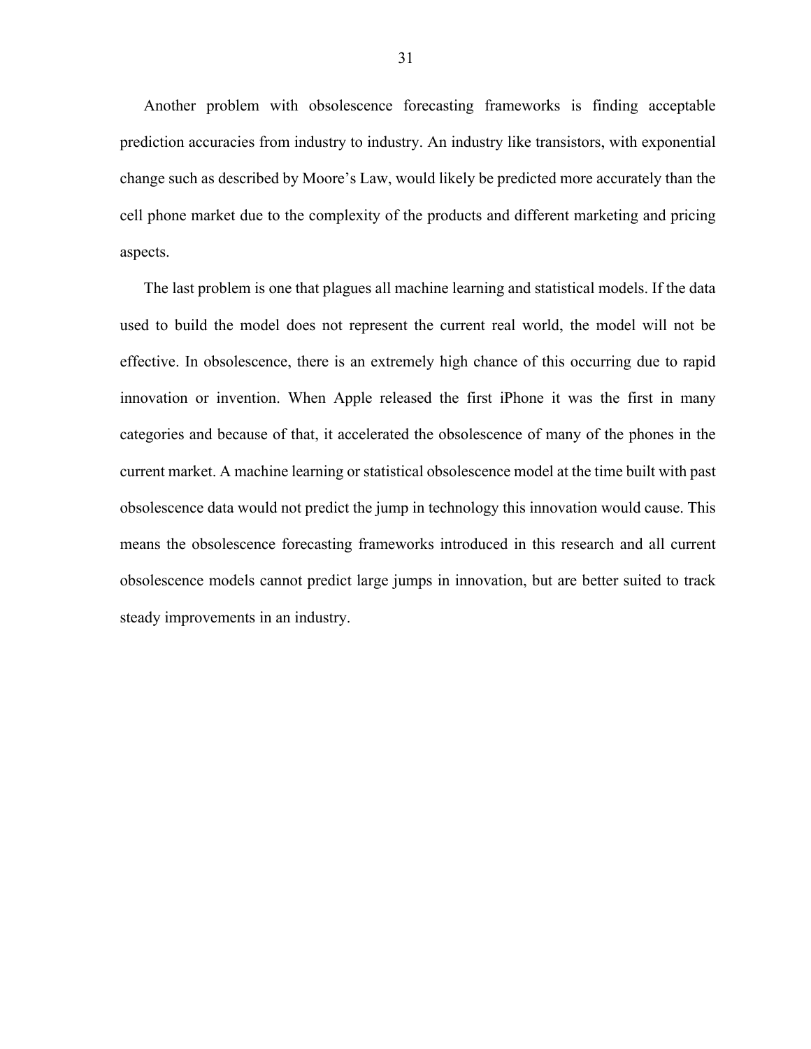Another problem with obsolescence forecasting frameworks is finding acceptable prediction accuracies from industry to industry. An industry like transistors, with exponential change such as described by Moore's Law, would likely be predicted more accurately than the cell phone market due to the complexity of the products and different marketing and pricing aspects.

The last problem is one that plagues all machine learning and statistical models. If the data used to build the model does not represent the current real world, the model will not be effective. In obsolescence, there is an extremely high chance of this occurring due to rapid innovation or invention. When Apple released the first iPhone it was the first in many categories and because of that, it accelerated the obsolescence of many of the phones in the current market. A machine learning or statistical obsolescence model at the time built with past obsolescence data would not predict the jump in technology this innovation would cause. This means the obsolescence forecasting frameworks introduced in this research and all current obsolescence models cannot predict large jumps in innovation, but are better suited to track steady improvements in an industry.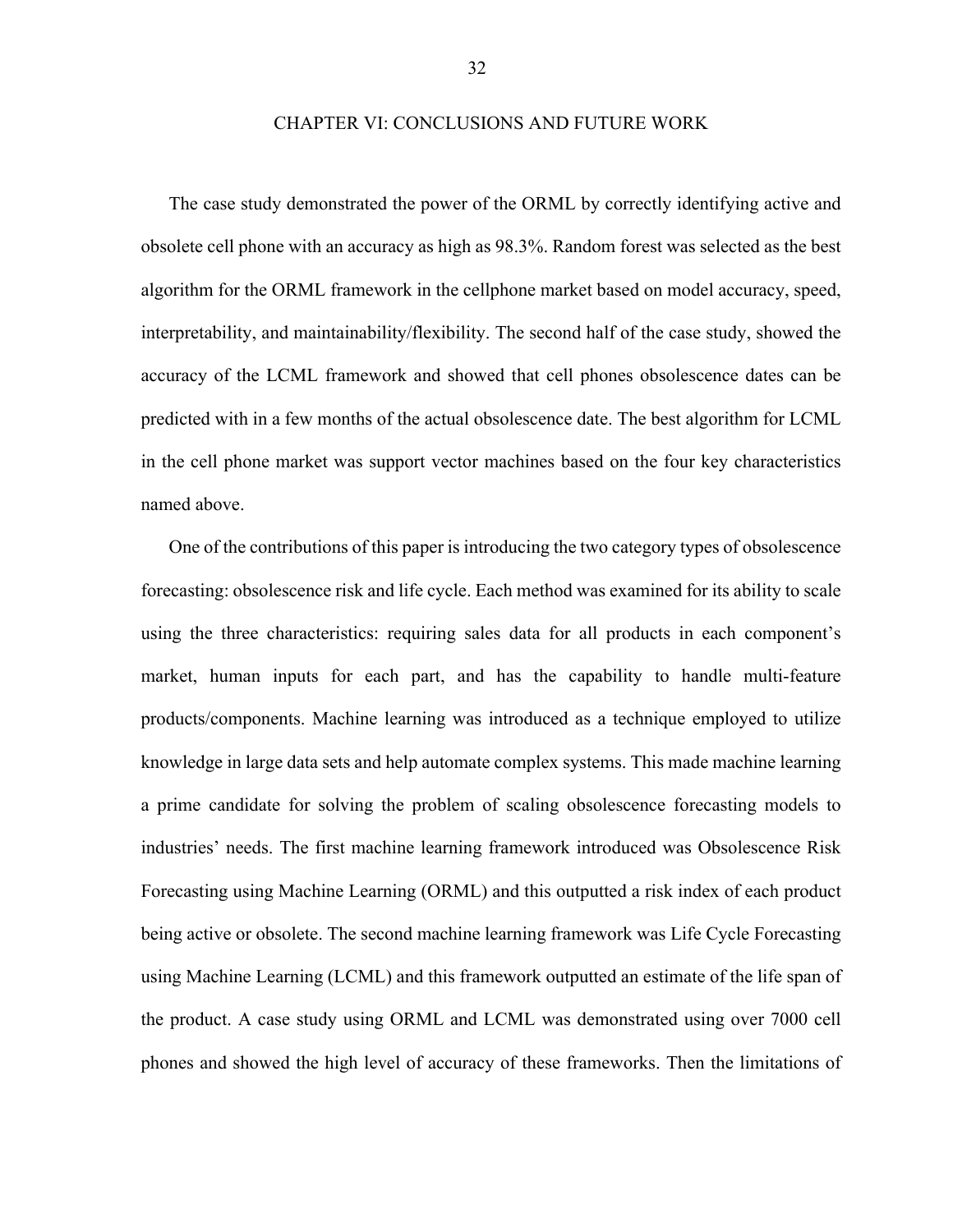# CHAPTER VI: CONCLUSIONS AND FUTURE WORK

The case study demonstrated the power of the ORML by correctly identifying active and obsolete cell phone with an accuracy as high as 98.3%. Random forest was selected as the best algorithm for the ORML framework in the cellphone market based on model accuracy, speed, interpretability, and maintainability/flexibility. The second half of the case study, showed the accuracy of the LCML framework and showed that cell phones obsolescence dates can be predicted with in a few months of the actual obsolescence date. The best algorithm for LCML in the cell phone market was support vector machines based on the four key characteristics named above.

One of the contributions of this paper is introducing the two category types of obsolescence forecasting: obsolescence risk and life cycle. Each method was examined for its ability to scale using the three characteristics: requiring sales data for all products in each component's market, human inputs for each part, and has the capability to handle multi-feature products/components. Machine learning was introduced as a technique employed to utilize knowledge in large data sets and help automate complex systems. This made machine learning a prime candidate for solving the problem of scaling obsolescence forecasting models to industries' needs. The first machine learning framework introduced was Obsolescence Risk Forecasting using Machine Learning (ORML) and this outputted a risk index of each product being active or obsolete. The second machine learning framework was Life Cycle Forecasting using Machine Learning (LCML) and this framework outputted an estimate of the life span of the product. A case study using ORML and LCML was demonstrated using over 7000 cell phones and showed the high level of accuracy of these frameworks. Then the limitations of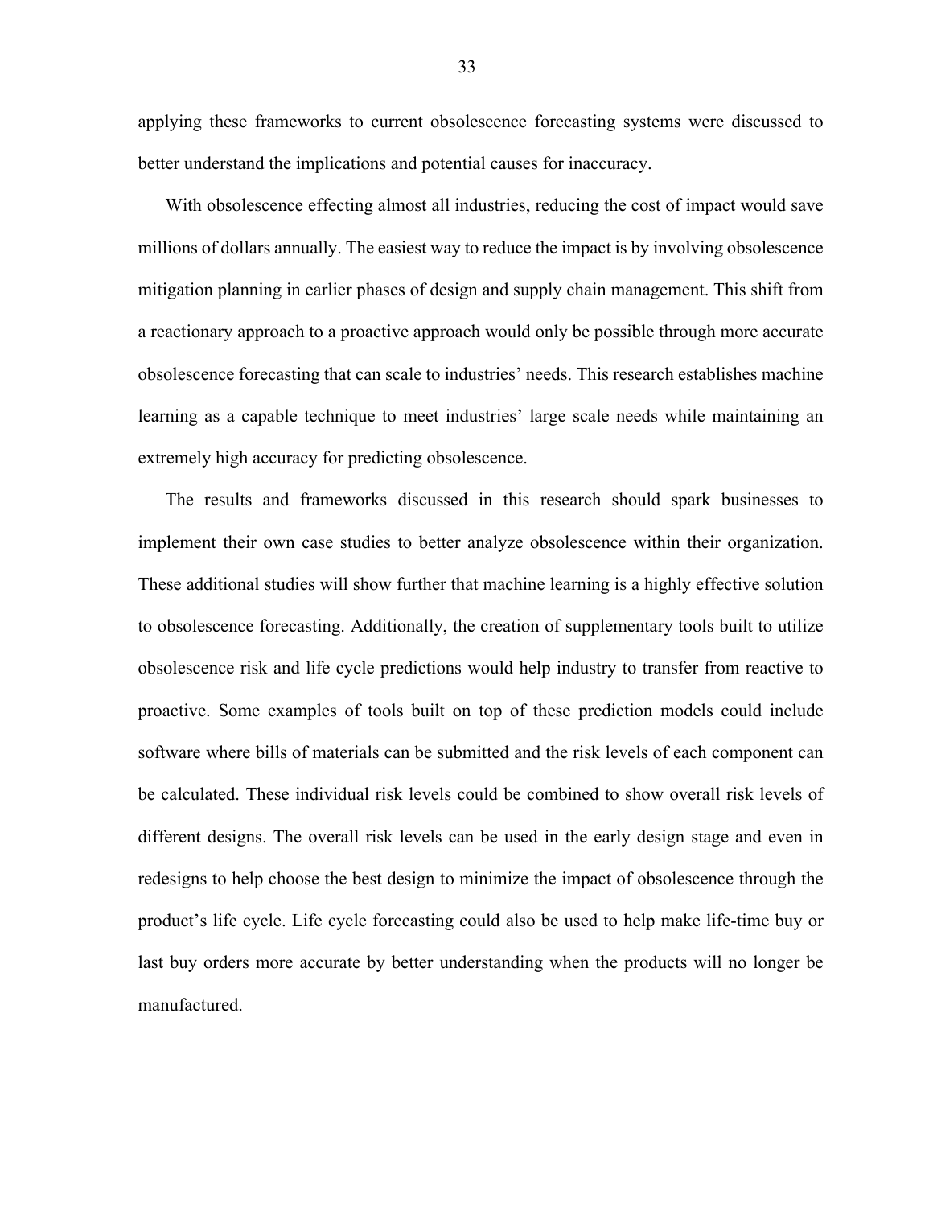applying these frameworks to current obsolescence forecasting systems were discussed to better understand the implications and potential causes for inaccuracy.

With obsolescence effecting almost all industries, reducing the cost of impact would save millions of dollars annually. The easiest way to reduce the impact is by involving obsolescence mitigation planning in earlier phases of design and supply chain management. This shift from a reactionary approach to a proactive approach would only be possible through more accurate obsolescence forecasting that can scale to industries' needs. This research establishes machine learning as a capable technique to meet industries' large scale needs while maintaining an extremely high accuracy for predicting obsolescence.

The results and frameworks discussed in this research should spark businesses to implement their own case studies to better analyze obsolescence within their organization. These additional studies will show further that machine learning is a highly effective solution to obsolescence forecasting. Additionally, the creation of supplementary tools built to utilize obsolescence risk and life cycle predictions would help industry to transfer from reactive to proactive. Some examples of tools built on top of these prediction models could include software where bills of materials can be submitted and the risk levels of each component can be calculated. These individual risk levels could be combined to show overall risk levels of different designs. The overall risk levels can be used in the early design stage and even in redesigns to help choose the best design to minimize the impact of obsolescence through the product's life cycle. Life cycle forecasting could also be used to help make life-time buy or last buy orders more accurate by better understanding when the products will no longer be manufactured.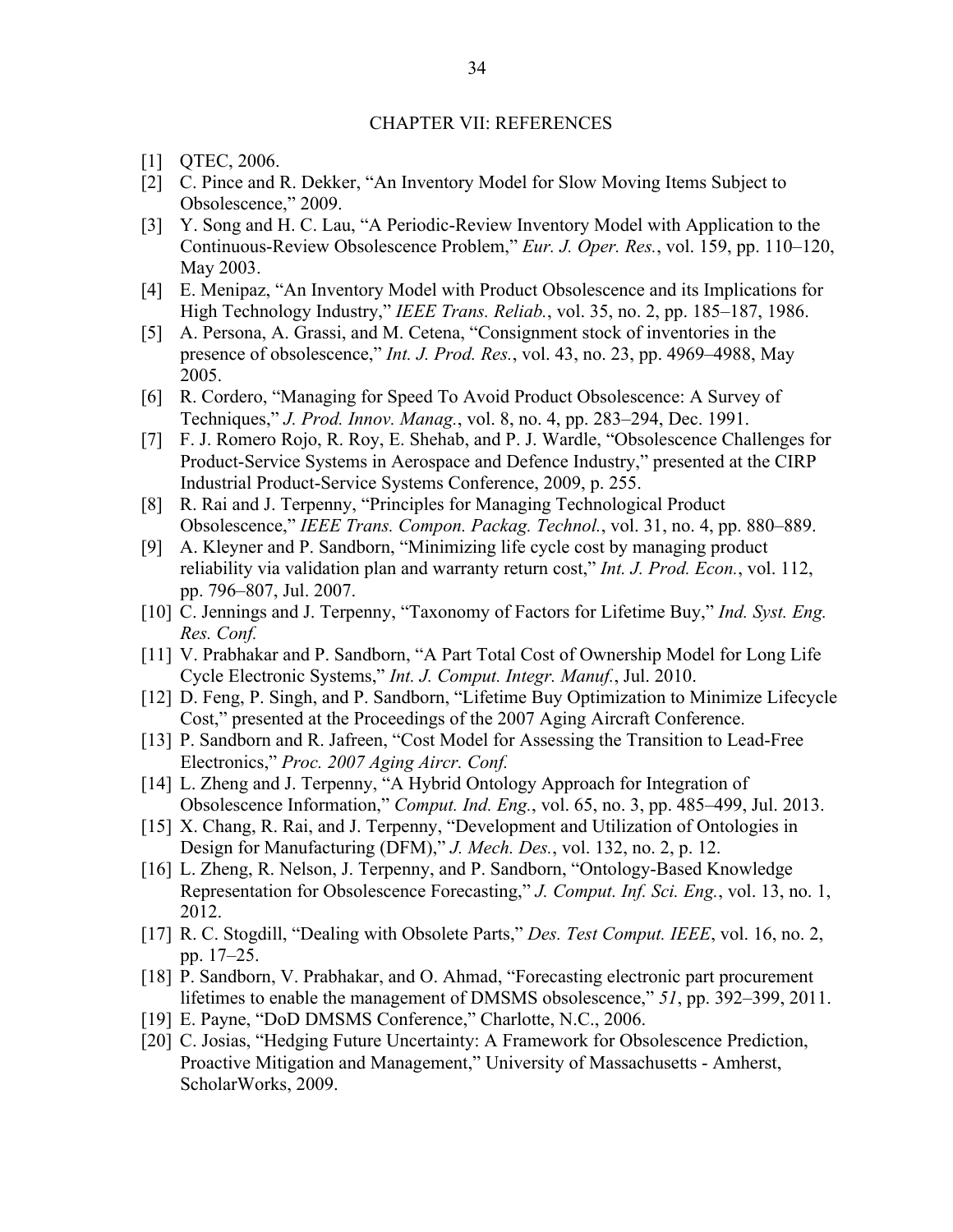# CHAPTER VII: REFERENCES

[1] QTEC, 2006.

[2] C. Pince and R. Dekker, "An Inventory Model for Slow Moving Items Subject to Obsolescence," 2009.

[3] Y. Song and H. C. Lau, "A Periodic-Review Inventory Model with Application to the Continuous-Review Obsolescence Problem," *Eur. J. Oper. Res.*, vol. 159, pp. 110–120, May 2003.

[4] E. Menipaz, "An Inventory Model with Product Obsolescence and its Implications for High Technology Industry," *IEEE Trans. Reliab.*, vol. 35, no. 2, pp. 185–187, 1986.

[5] A. Persona, A. Grassi, and M. Cetena, "Consignment stock of inventories in the presence of obsolescence," *Int. J. Prod. Res.*, vol. 43, no. 23, pp. 4969–4988, May 2005.

[6] R. Cordero, "Managing for Speed To Avoid Product Obsolescence: A Survey of Techniques," *J. Prod. Innov. Manag.*, vol. 8, no. 4, pp. 283–294, Dec. 1991.

[7] F. J. Romero Rojo, R. Roy, E. Shehab, and P. J. Wardle, "Obsolescence Challenges for Product-Service Systems in Aerospace and Defence Industry," presented at the CIRP Industrial Product-Service Systems Conference, 2009, p. 255.

[8] R. Rai and J. Terpenny, "Principles for Managing Technological Product Obsolescence," *IEEE Trans. Compon. Packag. Technol.*, vol. 31, no. 4, pp. 880–889.

[9] A. Kleyner and P. Sandborn, "Minimizing life cycle cost by managing product reliability via validation plan and warranty return cost," *Int. J. Prod. Econ.*, vol. 112, pp. 796–807, Jul. 2007.

[10] C. Jennings and J. Terpenny, "Taxonomy of Factors for Lifetime Buy," *Ind. Syst. Eng. Res. Conf.*

[11] V. Prabhakar and P. Sandborn, "A Part Total Cost of Ownership Model for Long Life Cycle Electronic Systems," *Int. J. Comput. Integr. Manuf.*, Jul. 2010.

[12] D. Feng, P. Singh, and P. Sandborn, "Lifetime Buy Optimization to Minimize Lifecycle Cost," presented at the Proceedings of the 2007 Aging Aircraft Conference.

[13] P. Sandborn and R. Jafreen, "Cost Model for Assessing the Transition to Lead-Free Electronics," *Proc. 2007 Aging Aircr. Conf.*

[14] L. Zheng and J. Terpenny, "A Hybrid Ontology Approach for Integration of Obsolescence Information," *Comput. Ind. Eng.*, vol. 65, no. 3, pp. 485–499, Jul. 2013.

[15] X. Chang, R. Rai, and J. Terpenny, "Development and Utilization of Ontologies in Design for Manufacturing (DFM)," *J. Mech. Des.*, vol. 132, no. 2, p. 12.

[16] L. Zheng, R. Nelson, J. Terpenny, and P. Sandborn, "Ontology-Based Knowledge Representation for Obsolescence Forecasting," *J. Comput. Inf. Sci. Eng.*, vol. 13, no. 1, 2012.

[17] R. C. Stogdill, "Dealing with Obsolete Parts," *Des. Test Comput. IEEE*, vol. 16, no. 2, pp. 17–25.

[18] P. Sandborn, V. Prabhakar, and O. Ahmad, "Forecasting electronic part procurement lifetimes to enable the management of DMSMS obsolescence," *51*, pp. 392–399, 2011.

[19] E. Payne, "DoD DMSMS Conference," Charlotte, N.C., 2006.

[20] C. Josias, "Hedging Future Uncertainty: A Framework for Obsolescence Prediction, Proactive Mitigation and Management," University of Massachusetts - Amherst, ScholarWorks, 2009.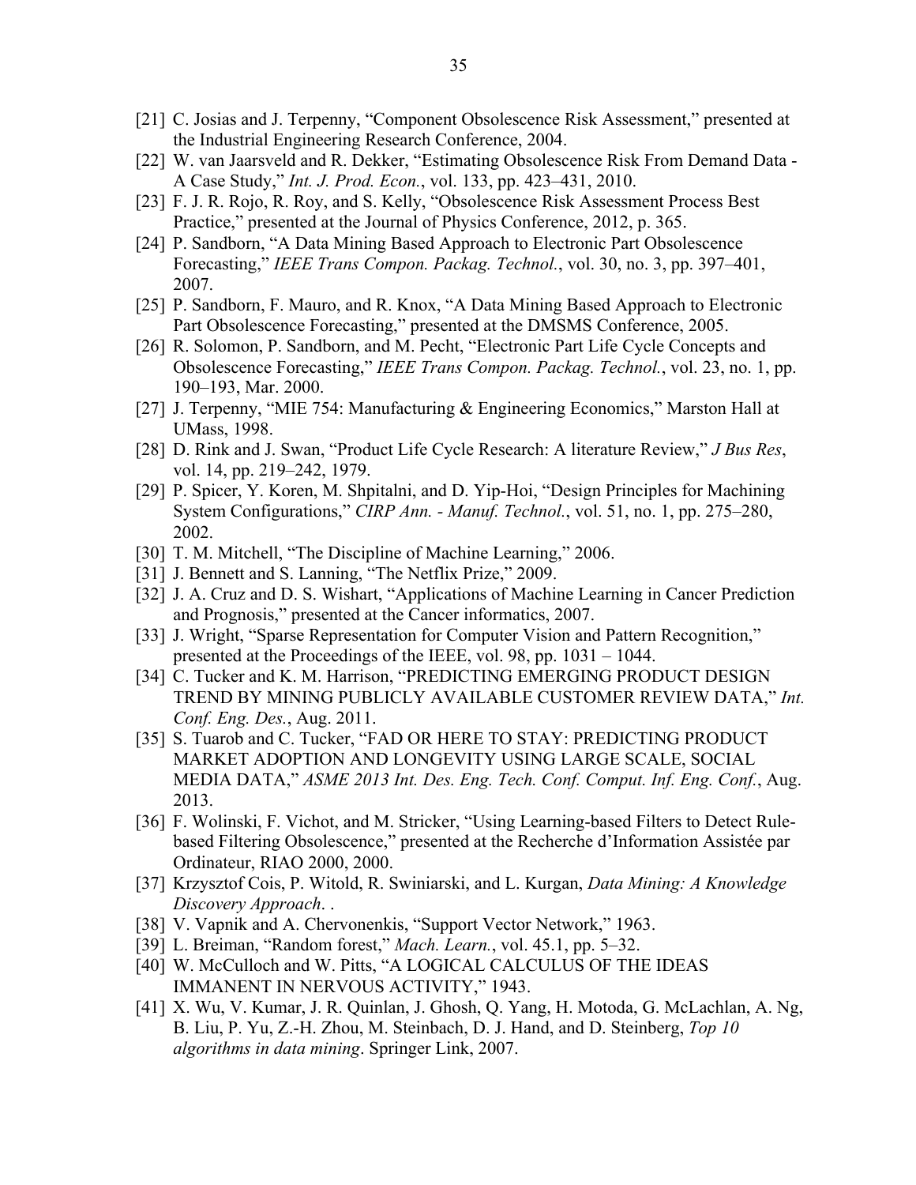[21] C. Josias and J. Terpenny, "Component Obsolescence Risk Assessment," presented at the Industrial Engineering Research Conference, 2004.

[22] W. van Jaarsveld and R. Dekker, "Estimating Obsolescence Risk From Demand Data - A Case Study," *Int. J. Prod. Econ.*, vol. 133, pp. 423–431, 2010.

[23] F. J. R. Rojo, R. Roy, and S. Kelly, "Obsolescence Risk Assessment Process Best Practice," presented at the Journal of Physics Conference, 2012, p. 365.

[24] P. Sandborn, "A Data Mining Based Approach to Electronic Part Obsolescence Forecasting," *IEEE Trans Compon. Packag. Technol.*, vol. 30, no. 3, pp. 397–401, 2007.

[25] P. Sandborn, F. Mauro, and R. Knox, "A Data Mining Based Approach to Electronic Part Obsolescence Forecasting," presented at the DMSMS Conference, 2005.

[26] R. Solomon, P. Sandborn, and M. Pecht, "Electronic Part Life Cycle Concepts and Obsolescence Forecasting," *IEEE Trans Compon. Packag. Technol.*, vol. 23, no. 1, pp. 190–193, Mar. 2000.

[27] J. Terpenny, "MIE 754: Manufacturing & Engineering Economics," Marston Hall at UMass, 1998.

[28] D. Rink and J. Swan, "Product Life Cycle Research: A literature Review," *J Bus Res*, vol. 14, pp. 219–242, 1979.

[29] P. Spicer, Y. Koren, M. Shpitalni, and D. Yip-Hoi, "Design Principles for Machining System Configurations," *CIRP Ann. - Manuf. Technol.*, vol. 51, no. 1, pp. 275–280, 2002.

[30] T. M. Mitchell, "The Discipline of Machine Learning," 2006.

[31] J. Bennett and S. Lanning, "The Netflix Prize," 2009.

[32] J. A. Cruz and D. S. Wishart, "Applications of Machine Learning in Cancer Prediction and Prognosis," presented at the Cancer informatics, 2007.

[33] J. Wright, "Sparse Representation for Computer Vision and Pattern Recognition," presented at the Proceedings of the IEEE, vol. 98, pp. 1031 – 1044.

[34] C. Tucker and K. M. Harrison, "PREDICTING EMERGING PRODUCT DESIGN TREND BY MINING PUBLICLY AVAILABLE CUSTOMER REVIEW DATA," *Int. Conf. Eng. Des.*, Aug. 2011.

[35] S. Tuarob and C. Tucker, "FAD OR HERE TO STAY: PREDICTING PRODUCT MARKET ADOPTION AND LONGEVITY USING LARGE SCALE, SOCIAL MEDIA DATA," *ASME 2013 Int. Des. Eng. Tech. Conf. Comput. Inf. Eng. Conf.*, Aug. 2013.

[36] F. Wolinski, F. Vichot, and M. Stricker, "Using Learning-based Filters to Detect Rule-based Filtering Obsolescence," presented at the Recherche d'Information Assistée par Ordinateur, RIAO 2000, 2000.

[37] Krzysztof Cois, P. Witold, R. Swiniarski, and L. Kurgan, *Data Mining: A Knowledge Discovery Approach*. .

[38] V. Vapnik and A. Chervonenkis, "Support Vector Network," 1963.

[39] L. Breiman, "Random forest," *Mach. Learn.*, vol. 45.1, pp. 5–32.

[40] W. McCulloch and W. Pitts, "A LOGICAL CALCULUS OF THE IDEAS IMMANENT IN NERVOUS ACTIVITY," 1943.

[41] X. Wu, V. Kumar, J. R. Quinlan, J. Ghosh, Q. Yang, H. Motoda, G. McLachlan, A. Ng, B. Liu, P. Yu, Z.-H. Zhou, M. Steinbach, D. J. Hand, and D. Steinberg, *Top 10 algorithms in data mining*. Springer Link, 2007.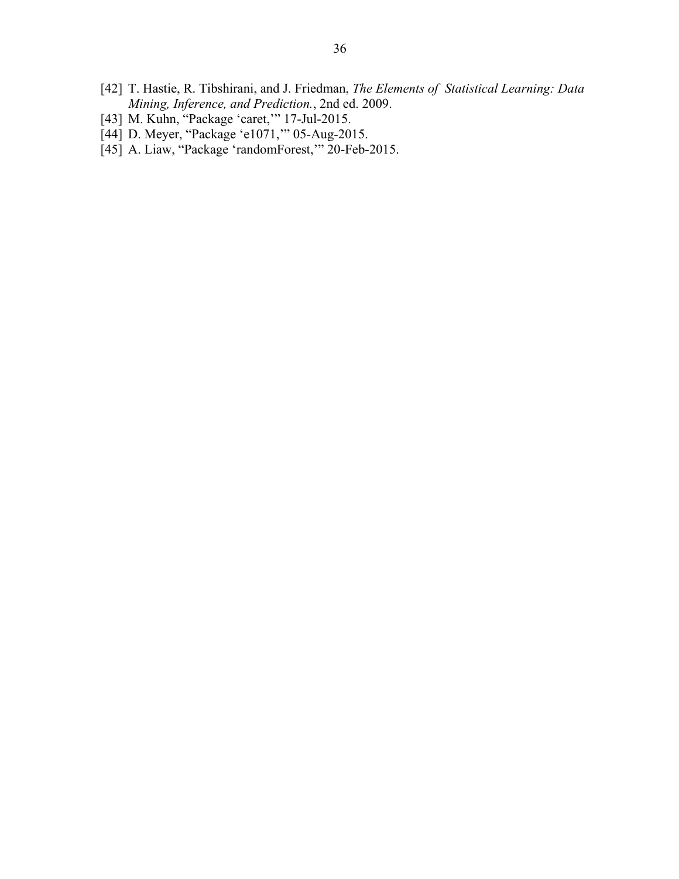[42] T. Hastie, R. Tibshirani, and J. Friedman, *The Elements of Statistical Learning: Data Mining, Inference, and Prediction.*, 2nd ed. 2009.

[43] M. Kuhn, "Package 'caret,'" 17-Jul-2015.

[44] D. Meyer, "Package 'e1071,'" 05-Aug-2015.

[45] A. Liaw, "Package 'randomForest,'" 20-Feb-2015.